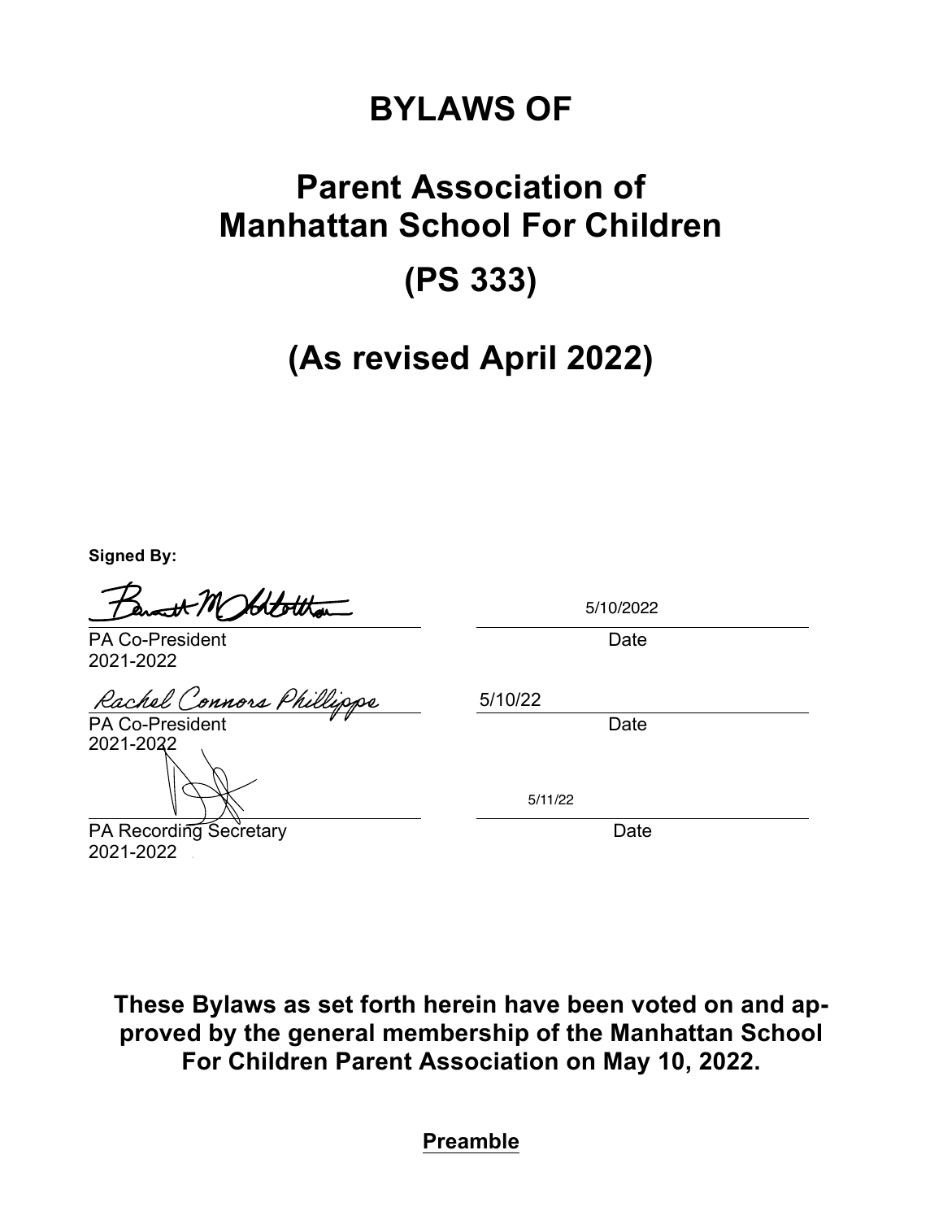# BYLAWS OF

# Parent Association of Manhattan School For Children

# (PS 333)

# (As revised April 2022)

**Signed By:**

| | |
|---|---|
| PA Co-President 2021-2022 | 5/10/2022 Date |
| Rachel Connors Phillipps PA Co-President 2021-2022 | 5/10/22 Date |
| PA Recording Secretary 2021-2022 | 5/11/22 Date |

**These Bylaws as set forth herein have been voted on and approved by the general membership of the Manhattan School For Children Parent Association on May 10, 2022.**

## Preamble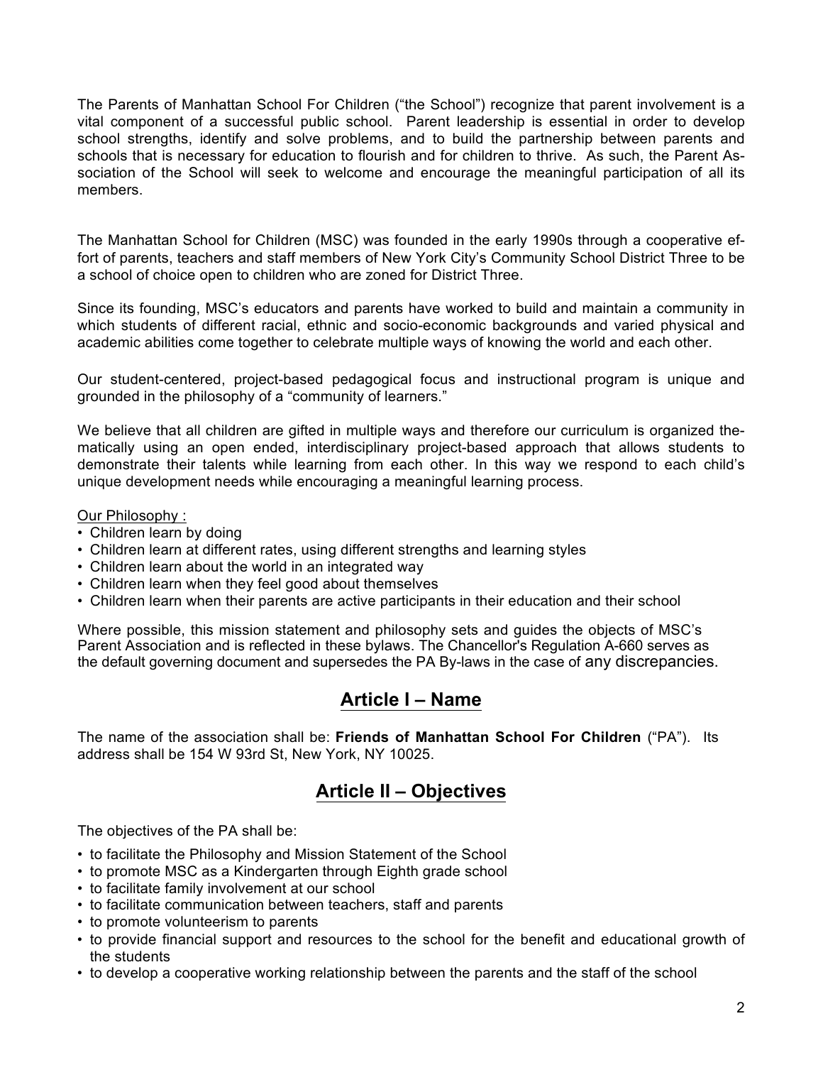The Parents of Manhattan School For Children ("the School") recognize that parent involvement is a vital component of a successful public school. Parent leadership is essential in order to develop school strengths, identify and solve problems, and to build the partnership between parents and schools that is necessary for education to flourish and for children to thrive. As such, the Parent Association of the School will seek to welcome and encourage the meaningful participation of all its members.

The Manhattan School for Children (MSC) was founded in the early 1990s through a cooperative effort of parents, teachers and staff members of New York City's Community School District Three to be a school of choice open to children who are zoned for District Three.

Since its founding, MSC's educators and parents have worked to build and maintain a community in which students of different racial, ethnic and socio-economic backgrounds and varied physical and academic abilities come together to celebrate multiple ways of knowing the world and each other.

Our student-centered, project-based pedagogical focus and instructional program is unique and grounded in the philosophy of a "community of learners."

We believe that all children are gifted in multiple ways and therefore our curriculum is organized thematically using an open ended, interdisciplinary project-based approach that allows students to demonstrate their talents while learning from each other. In this way we respond to each child's unique development needs while encouraging a meaningful learning process.

Our Philosophy :

- Children learn by doing
- Children learn at different rates, using different strengths and learning styles
- Children learn about the world in an integrated way
- Children learn when they feel good about themselves
- Children learn when their parents are active participants in their education and their school

Where possible, this mission statement and philosophy sets and guides the objects of MSC's Parent Association and is reflected in these bylaws. The Chancellor's Regulation A-660 serves as the default governing document and supersedes the PA By-laws in the case of any discrepancies.

## Article I – Name

The name of the association shall be: **Friends of Manhattan School For Children** ("PA"). Its address shall be 154 W 93rd St, New York, NY 10025.

## Article II – Objectives

The objectives of the PA shall be:

- to facilitate the Philosophy and Mission Statement of the School
- to promote MSC as a Kindergarten through Eighth grade school
- to facilitate family involvement at our school
- to facilitate communication between teachers, staff and parents
- to promote volunteerism to parents
- to provide financial support and resources to the school for the benefit and educational growth of the students
- to develop a cooperative working relationship between the parents and the staff of the school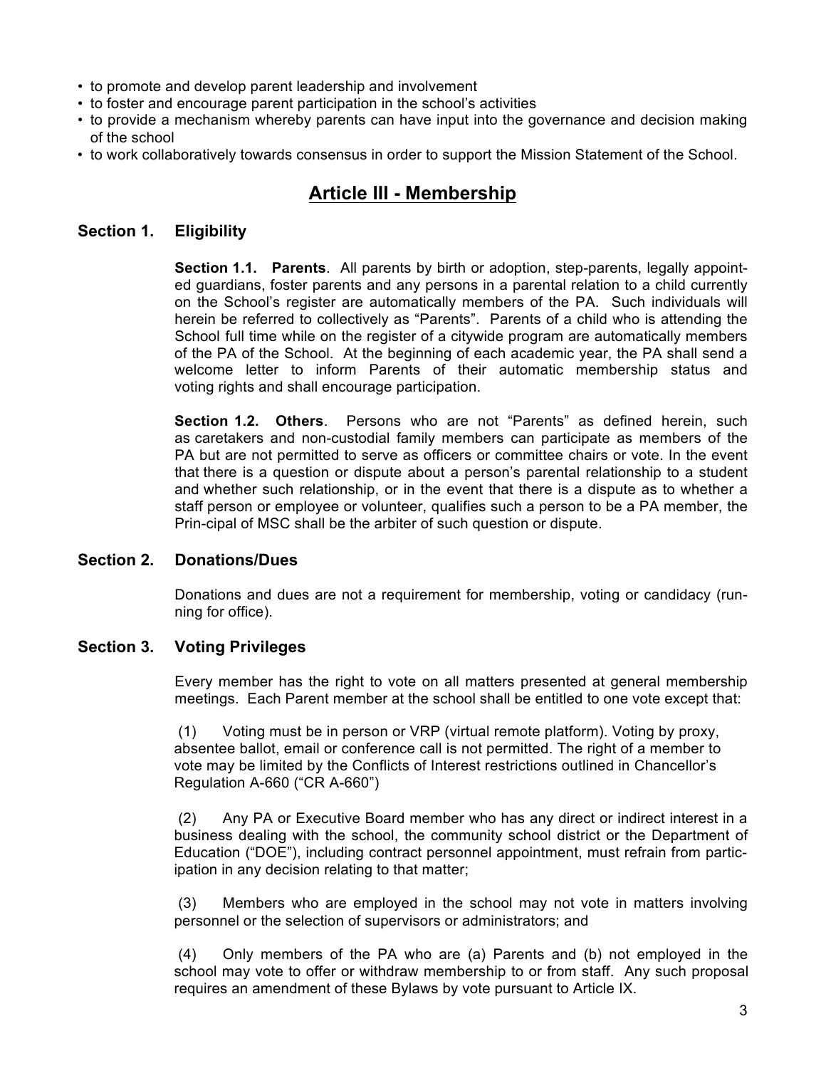- to promote and develop parent leadership and involvement
- to foster and encourage parent participation in the school's activities
- to provide a mechanism whereby parents can have input into the governance and decision making of the school
- to work collaboratively towards consensus in order to support the Mission Statement of the School.

## Article III - Membership

### Section 1. Eligibility

**Section 1.1. Parents**. All parents by birth or adoption, step-parents, legally appointed guardians, foster parents and any persons in a parental relation to a child currently on the School's register are automatically members of the PA. Such individuals will herein be referred to collectively as "Parents". Parents of a child who is attending the School full time while on the register of a citywide program are automatically members of the PA of the School. At the beginning of each academic year, the PA shall send a welcome letter to inform Parents of their automatic membership status and voting rights and shall encourage participation.

**Section 1.2. Others**. Persons who are not "Parents" as defined herein, such as caretakers and non-custodial family members can participate as members of the PA but are not permitted to serve as officers or committee chairs or vote. In the event that there is a question or dispute about a person's parental relationship to a student and whether such relationship, or in the event that there is a dispute as to whether a staff person or employee or volunteer, qualifies such a person to be a PA member, the Principal of MSC shall be the arbiter of such question or dispute.

### Section 2. Donations/Dues

Donations and dues are not a requirement for membership, voting or candidacy (running for office).

### Section 3. Voting Privileges

Every member has the right to vote on all matters presented at general membership meetings. Each Parent member at the school shall be entitled to one vote except that:

(1) Voting must be in person or VRP (virtual remote platform). Voting by proxy, absentee ballot, email or conference call is not permitted. The right of a member to vote may be limited by the Conflicts of Interest restrictions outlined in Chancellor's Regulation A-660 ("CR A-660")

(2) Any PA or Executive Board member who has any direct or indirect interest in a business dealing with the school, the community school district or the Department of Education ("DOE"), including contract personnel appointment, must refrain from participation in any decision relating to that matter;

(3) Members who are employed in the school may not vote in matters involving personnel or the selection of supervisors or administrators; and

(4) Only members of the PA who are (a) Parents and (b) not employed in the school may vote to offer or withdraw membership to or from staff. Any such proposal requires an amendment of these Bylaws by vote pursuant to Article IX.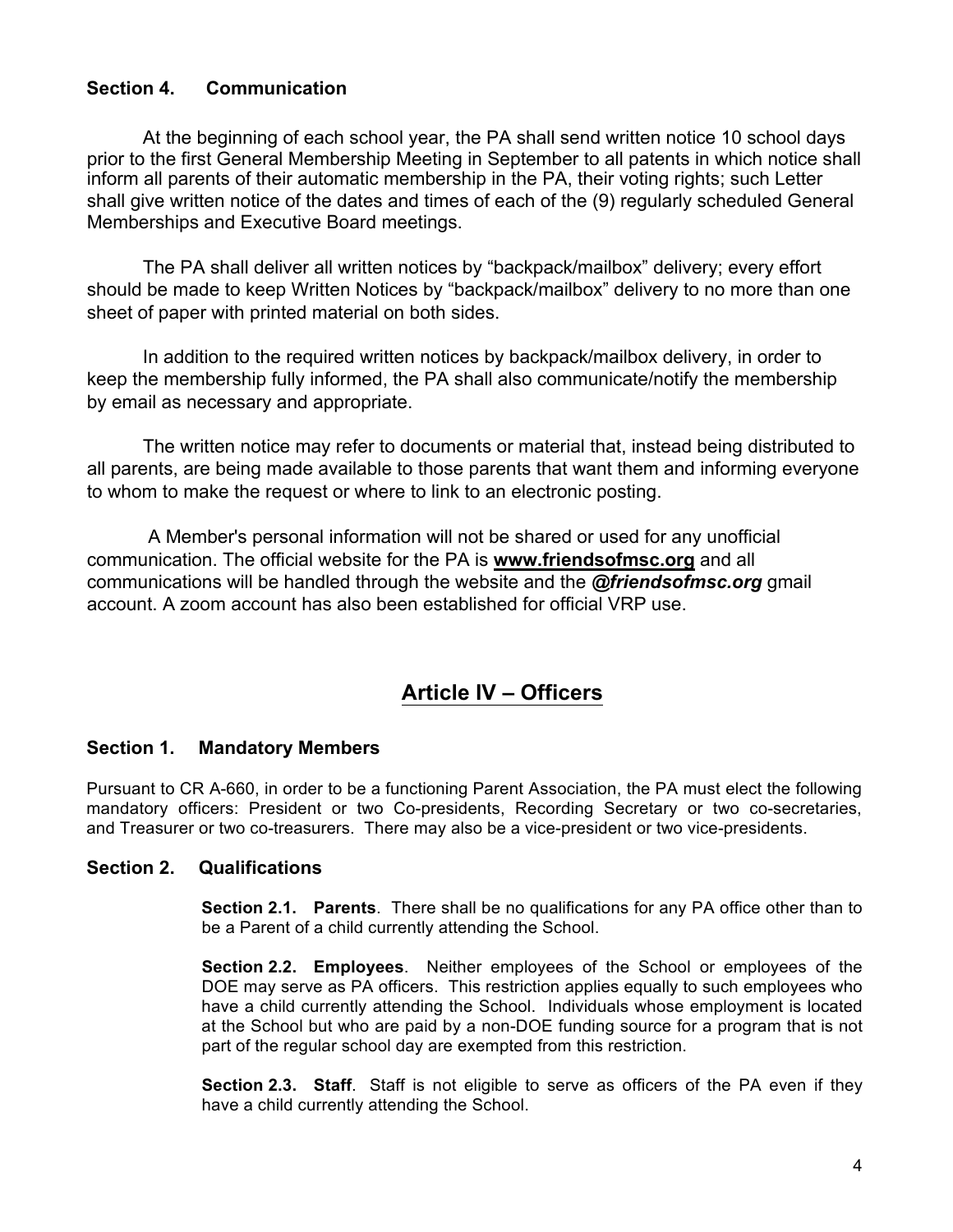### Section 4. Communication

At the beginning of each school year, the PA shall send written notice 10 school days prior to the first General Membership Meeting in September to all patents in which notice shall inform all parents of their automatic membership in the PA, their voting rights; such Letter shall give written notice of the dates and times of each of the (9) regularly scheduled General Memberships and Executive Board meetings.

The PA shall deliver all written notices by "backpack/mailbox" delivery; every effort should be made to keep Written Notices by "backpack/mailbox" delivery to no more than one sheet of paper with printed material on both sides.

In addition to the required written notices by backpack/mailbox delivery, in order to keep the membership fully informed, the PA shall also communicate/notify the membership by email as necessary and appropriate.

The written notice may refer to documents or material that, instead being distributed to all parents, are being made available to those parents that want them and informing everyone to whom to make the request or where to link to an electronic posting.

A Member's personal information will not be shared or used for any unofficial communication. The official website for the PA is **www.friendsofmsc.org** and all communications will be handled through the website and the ***@friendsofmsc.org*** gmail account. A zoom account has also been established for official VRP use.

## Article IV – Officers

### Section 1. Mandatory Members

Pursuant to CR A-660, in order to be a functioning Parent Association, the PA must elect the following mandatory officers: President or two Co-presidents, Recording Secretary or two co-secretaries, and Treasurer or two co-treasurers. There may also be a vice-president or two vice-presidents.

### Section 2. Qualifications

**Section 2.1. Parents**. There shall be no qualifications for any PA office other than to be a Parent of a child currently attending the School.

**Section 2.2. Employees**. Neither employees of the School or employees of the DOE may serve as PA officers. This restriction applies equally to such employees who have a child currently attending the School. Individuals whose employment is located at the School but who are paid by a non-DOE funding source for a program that is not part of the regular school day are exempted from this restriction.

**Section 2.3. Staff**. Staff is not eligible to serve as officers of the PA even if they have a child currently attending the School.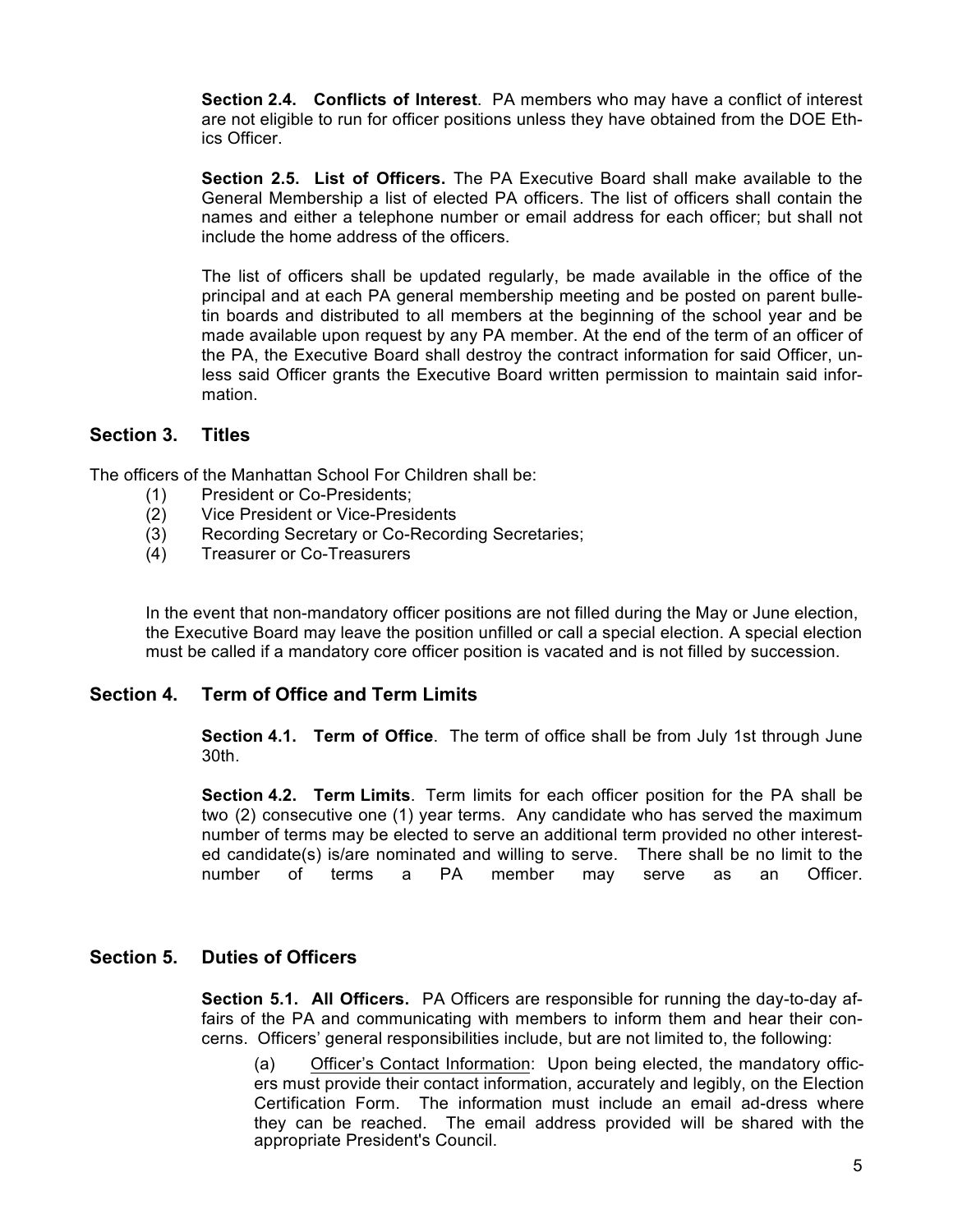**Section 2.4. Conflicts of Interest**. PA members who may have a conflict of interest are not eligible to run for officer positions unless they have obtained from the DOE Ethics Officer.

**Section 2.5. List of Officers.** The PA Executive Board shall make available to the General Membership a list of elected PA officers. The list of officers shall contain the names and either a telephone number or email address for each officer; but shall not include the home address of the officers.

The list of officers shall be updated regularly, be made available in the office of the principal and at each PA general membership meeting and be posted on parent bulletin boards and distributed to all members at the beginning of the school year and be made available upon request by any PA member. At the end of the term of an officer of the PA, the Executive Board shall destroy the contract information for said Officer, unless said Officer grants the Executive Board written permission to maintain said information.

## Section 3. Titles

The officers of the Manhattan School For Children shall be:

(1) President or Co-Presidents;
(2) Vice President or Vice-Presidents
(3) Recording Secretary or Co-Recording Secretaries;
(4) Treasurer or Co-Treasurers

In the event that non-mandatory officer positions are not filled during the May or June election, the Executive Board may leave the position unfilled or call a special election. A special election must be called if a mandatory core officer position is vacated and is not filled by succession.

## Section 4. Term of Office and Term Limits

**Section 4.1. Term of Office**. The term of office shall be from July 1st through June 30th.

**Section 4.2. Term Limits**. Term limits for each officer position for the PA shall be two (2) consecutive one (1) year terms. Any candidate who has served the maximum number of terms may be elected to serve an additional term provided no other interested candidate(s) is/are nominated and willing to serve. There shall be no limit to the number of terms a PA member may serve as an Officer.

## Section 5. Duties of Officers

**Section 5.1. All Officers.** PA Officers are responsible for running the day-to-day affairs of the PA and communicating with members to inform them and hear their concerns. Officers' general responsibilities include, but are not limited to, the following:

(a) Officer's Contact Information: Upon being elected, the mandatory officers must provide their contact information, accurately and legibly, on the Election Certification Form. The information must include an email ad-dress where they can be reached. The email address provided will be shared with the appropriate President's Council.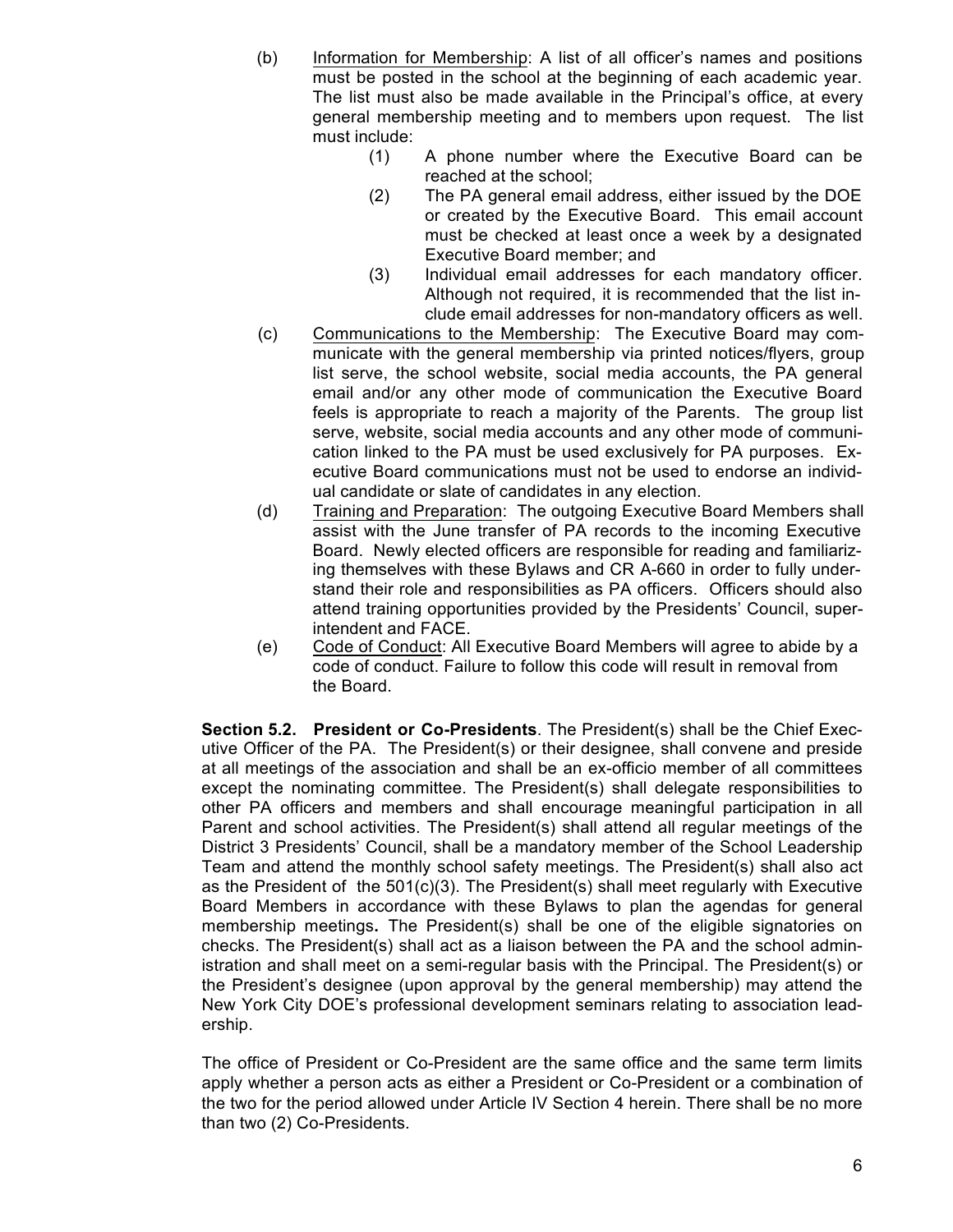(b) Information for Membership: A list of all officer's names and positions must be posted in the school at the beginning of each academic year. The list must also be made available in the Principal's office, at every general membership meeting and to members upon request. The list must include:

(1) A phone number where the Executive Board can be reached at the school;

(2) The PA general email address, either issued by the DOE or created by the Executive Board. This email account must be checked at least once a week by a designated Executive Board member; and

(3) Individual email addresses for each mandatory officer. Although not required, it is recommended that the list include email addresses for non-mandatory officers as well.

(c) Communications to the Membership: The Executive Board may communicate with the general membership via printed notices/flyers, group list serve, the school website, social media accounts, the PA general email and/or any other mode of communication the Executive Board feels is appropriate to reach a majority of the Parents. The group list serve, website, social media accounts and any other mode of communication linked to the PA must be used exclusively for PA purposes. Executive Board communications must not be used to endorse an individual candidate or slate of candidates in any election.

(d) Training and Preparation: The outgoing Executive Board Members shall assist with the June transfer of PA records to the incoming Executive Board. Newly elected officers are responsible for reading and familiarizing themselves with these Bylaws and CR A-660 in order to fully understand their role and responsibilities as PA officers. Officers should also attend training opportunities provided by the Presidents' Council, superintendent and FACE.

(e) Code of Conduct: All Executive Board Members will agree to abide by a code of conduct. Failure to follow this code will result in removal from the Board.

**Section 5.2. President or Co-Presidents**. The President(s) shall be the Chief Executive Officer of the PA. The President(s) or their designee, shall convene and preside at all meetings of the association and shall be an ex-officio member of all committees except the nominating committee. The President(s) shall delegate responsibilities to other PA officers and members and shall encourage meaningful participation in all Parent and school activities. The President(s) shall attend all regular meetings of the District 3 Presidents' Council, shall be a mandatory member of the School Leadership Team and attend the monthly school safety meetings. The President(s) shall also act as the President of the 501(c)(3). The President(s) shall meet regularly with Executive Board Members in accordance with these Bylaws to plan the agendas for general membership meetings**.** The President(s) shall be one of the eligible signatories on checks. The President(s) shall act as a liaison between the PA and the school administration and shall meet on a semi-regular basis with the Principal. The President(s) or the President's designee (upon approval by the general membership) may attend the New York City DOE's professional development seminars relating to association leadership.

The office of President or Co-President are the same office and the same term limits apply whether a person acts as either a President or Co-President or a combination of the two for the period allowed under Article IV Section 4 herein. There shall be no more than two (2) Co-Presidents.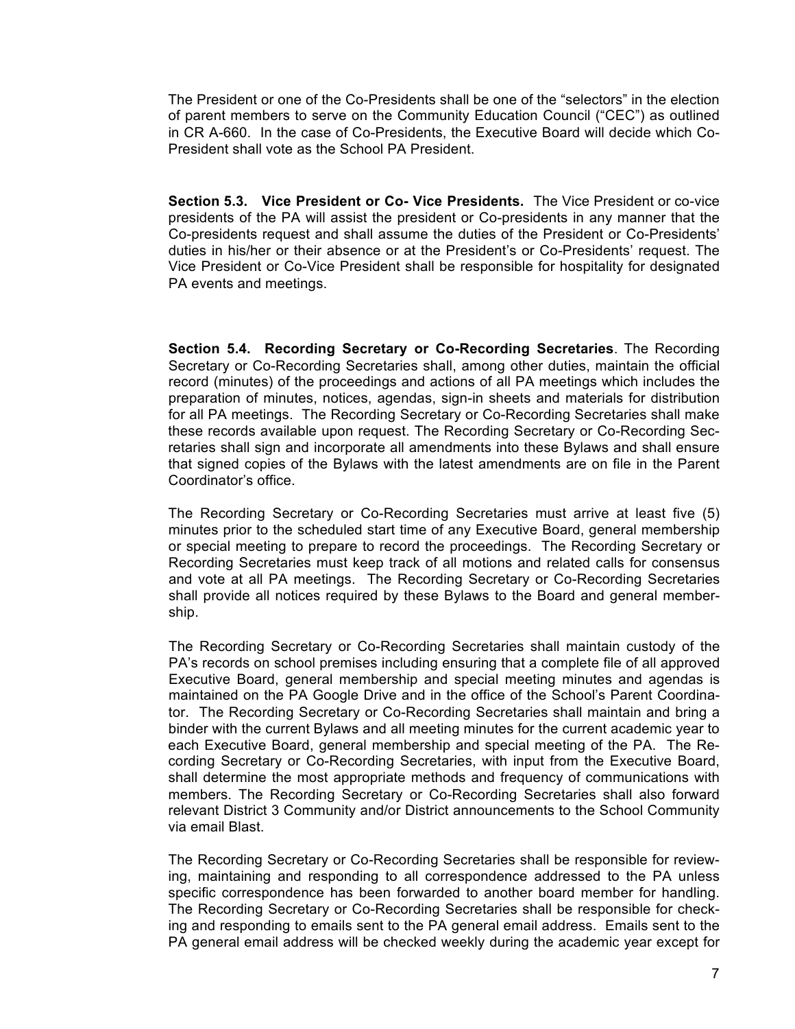The President or one of the Co-Presidents shall be one of the "selectors" in the election of parent members to serve on the Community Education Council ("CEC") as outlined in CR A-660. In the case of Co-Presidents, the Executive Board will decide which Co-President shall vote as the School PA President.

**Section 5.3. Vice President or Co- Vice Presidents.** The Vice President or co-vice presidents of the PA will assist the president or Co-presidents in any manner that the Co-presidents request and shall assume the duties of the President or Co-Presidents' duties in his/her or their absence or at the President's or Co-Presidents' request. The Vice President or Co-Vice President shall be responsible for hospitality for designated PA events and meetings.

**Section 5.4. Recording Secretary or Co-Recording Secretaries**. The Recording Secretary or Co-Recording Secretaries shall, among other duties, maintain the official record (minutes) of the proceedings and actions of all PA meetings which includes the preparation of minutes, notices, agendas, sign-in sheets and materials for distribution for all PA meetings. The Recording Secretary or Co-Recording Secretaries shall make these records available upon request. The Recording Secretary or Co-Recording Secretaries shall sign and incorporate all amendments into these Bylaws and shall ensure that signed copies of the Bylaws with the latest amendments are on file in the Parent Coordinator's office.

The Recording Secretary or Co-Recording Secretaries must arrive at least five (5) minutes prior to the scheduled start time of any Executive Board, general membership or special meeting to prepare to record the proceedings. The Recording Secretary or Recording Secretaries must keep track of all motions and related calls for consensus and vote at all PA meetings. The Recording Secretary or Co-Recording Secretaries shall provide all notices required by these Bylaws to the Board and general membership.

The Recording Secretary or Co-Recording Secretaries shall maintain custody of the PA's records on school premises including ensuring that a complete file of all approved Executive Board, general membership and special meeting minutes and agendas is maintained on the PA Google Drive and in the office of the School's Parent Coordinator. The Recording Secretary or Co-Recording Secretaries shall maintain and bring a binder with the current Bylaws and all meeting minutes for the current academic year to each Executive Board, general membership and special meeting of the PA. The Recording Secretary or Co-Recording Secretaries, with input from the Executive Board, shall determine the most appropriate methods and frequency of communications with members. The Recording Secretary or Co-Recording Secretaries shall also forward relevant District 3 Community and/or District announcements to the School Community via email Blast.

The Recording Secretary or Co-Recording Secretaries shall be responsible for reviewing, maintaining and responding to all correspondence addressed to the PA unless specific correspondence has been forwarded to another board member for handling. The Recording Secretary or Co-Recording Secretaries shall be responsible for checking and responding to emails sent to the PA general email address. Emails sent to the PA general email address will be checked weekly during the academic year except for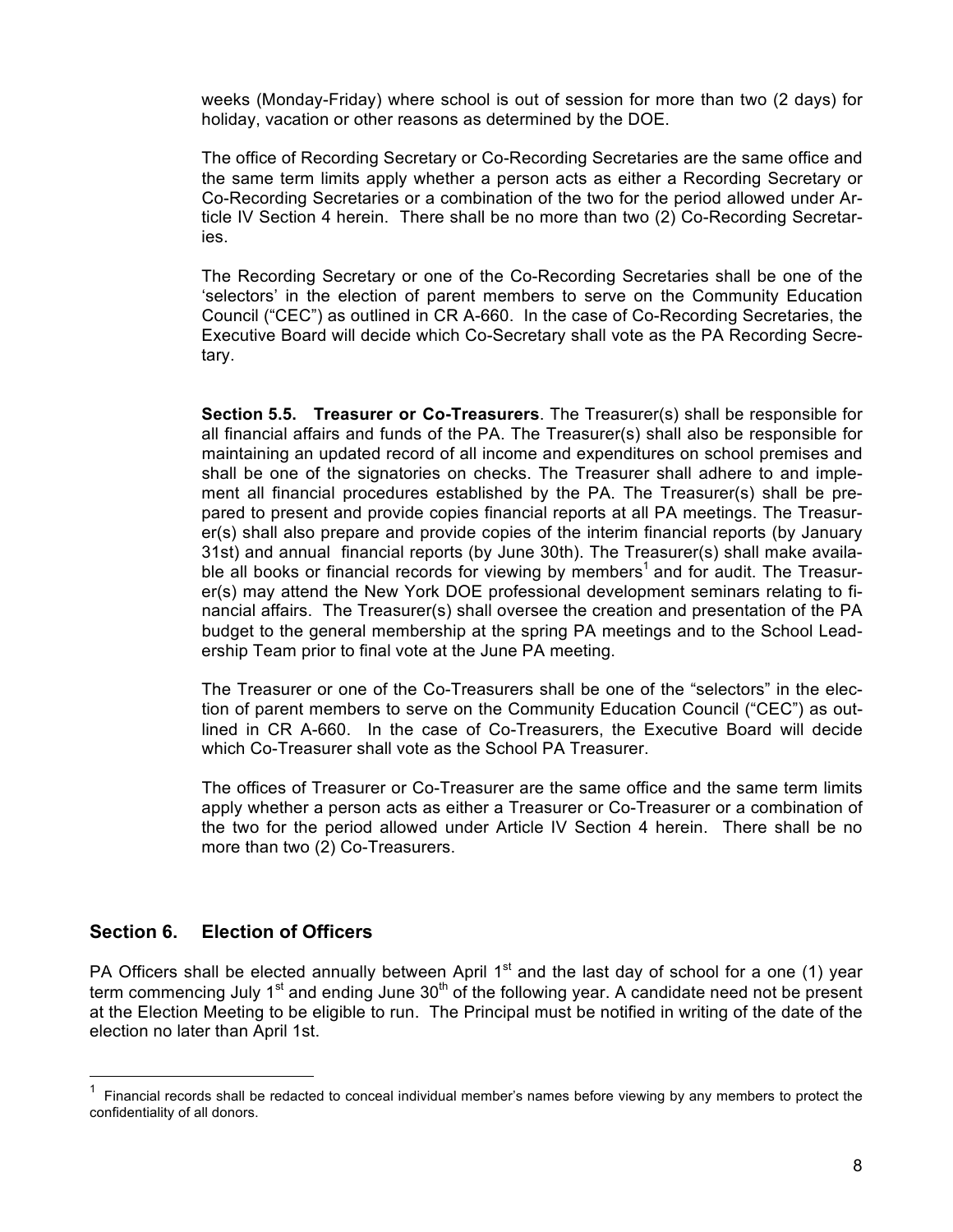weeks (Monday-Friday) where school is out of session for more than two (2 days) for holiday, vacation or other reasons as determined by the DOE.

The office of Recording Secretary or Co-Recording Secretaries are the same office and the same term limits apply whether a person acts as either a Recording Secretary or Co-Recording Secretaries or a combination of the two for the period allowed under Article IV Section 4 herein. There shall be no more than two (2) Co-Recording Secretaries.

The Recording Secretary or one of the Co-Recording Secretaries shall be one of the 'selectors' in the election of parent members to serve on the Community Education Council ("CEC") as outlined in CR A-660. In the case of Co-Recording Secretaries, the Executive Board will decide which Co-Secretary shall vote as the PA Recording Secretary.

**Section 5.5. Treasurer or Co-Treasurers**. The Treasurer(s) shall be responsible for all financial affairs and funds of the PA. The Treasurer(s) shall also be responsible for maintaining an updated record of all income and expenditures on school premises and shall be one of the signatories on checks. The Treasurer shall adhere to and implement all financial procedures established by the PA. The Treasurer(s) shall be prepared to present and provide copies financial reports at all PA meetings. The Treasurer(s) shall also prepare and provide copies of the interim financial reports (by January 31st) and annual financial reports (by June 30th). The Treasurer(s) shall make available all books or financial records for viewing by members[1] and for audit. The Treasurer(s) may attend the New York DOE professional development seminars relating to financial affairs. The Treasurer(s) shall oversee the creation and presentation of the PA budget to the general membership at the spring PA meetings and to the School Leadership Team prior to final vote at the June PA meeting.

The Treasurer or one of the Co-Treasurers shall be one of the "selectors" in the election of parent members to serve on the Community Education Council ("CEC") as outlined in CR A-660. In the case of Co-Treasurers, the Executive Board will decide which Co-Treasurer shall vote as the School PA Treasurer.

The offices of Treasurer or Co-Treasurer are the same office and the same term limits apply whether a person acts as either a Treasurer or Co-Treasurer or a combination of the two for the period allowed under Article IV Section 4 herein. There shall be no more than two (2) Co-Treasurers.

## Section 6. Election of Officers

PA Officers shall be elected annually between April 1st and the last day of school for a one (1) year term commencing July 1st and ending June 30th of the following year. A candidate need not be present at the Election Meeting to be eligible to run. The Principal must be notified in writing of the date of the election no later than April 1st.

---

[1] Financial records shall be redacted to conceal individual member's names before viewing by any members to protect the confidentiality of all donors.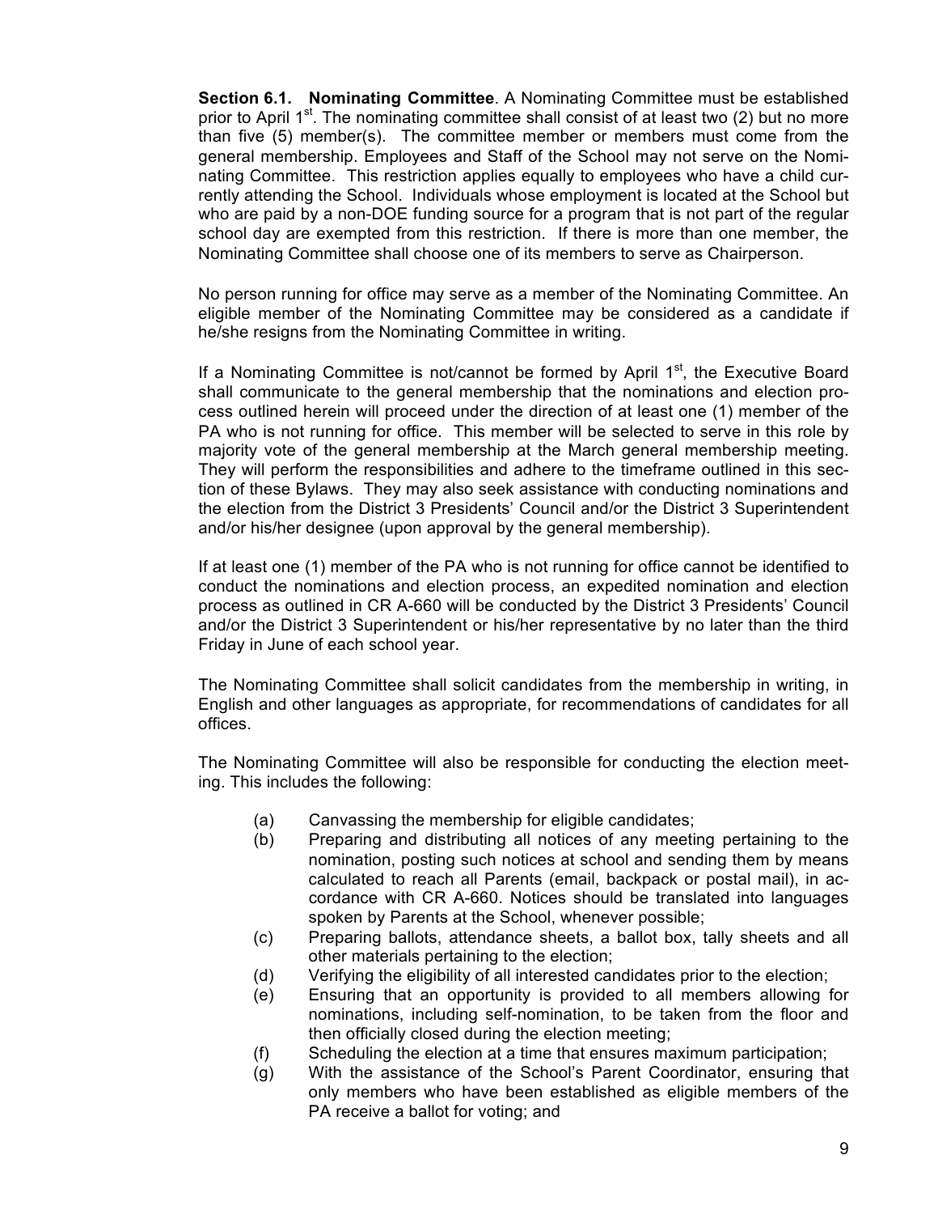**Section 6.1. Nominating Committee**. A Nominating Committee must be established prior to April 1st. The nominating committee shall consist of at least two (2) but no more than five (5) member(s). The committee member or members must come from the general membership. Employees and Staff of the School may not serve on the Nominating Committee. This restriction applies equally to employees who have a child currently attending the School. Individuals whose employment is located at the School but who are paid by a non-DOE funding source for a program that is not part of the regular school day are exempted from this restriction. If there is more than one member, the Nominating Committee shall choose one of its members to serve as Chairperson.

No person running for office may serve as a member of the Nominating Committee. An eligible member of the Nominating Committee may be considered as a candidate if he/she resigns from the Nominating Committee in writing.

If a Nominating Committee is not/cannot be formed by April 1st, the Executive Board shall communicate to the general membership that the nominations and election process outlined herein will proceed under the direction of at least one (1) member of the PA who is not running for office. This member will be selected to serve in this role by majority vote of the general membership at the March general membership meeting. They will perform the responsibilities and adhere to the timeframe outlined in this section of these Bylaws. They may also seek assistance with conducting nominations and the election from the District 3 Presidents' Council and/or the District 3 Superintendent and/or his/her designee (upon approval by the general membership).

If at least one (1) member of the PA who is not running for office cannot be identified to conduct the nominations and election process, an expedited nomination and election process as outlined in CR A-660 will be conducted by the District 3 Presidents' Council and/or the District 3 Superintendent or his/her representative by no later than the third Friday in June of each school year.

The Nominating Committee shall solicit candidates from the membership in writing, in English and other languages as appropriate, for recommendations of candidates for all offices.

The Nominating Committee will also be responsible for conducting the election meeting. This includes the following:

- (a) Canvassing the membership for eligible candidates;
- (b) Preparing and distributing all notices of any meeting pertaining to the nomination, posting such notices at school and sending them by means calculated to reach all Parents (email, backpack or postal mail), in accordance with CR A-660. Notices should be translated into languages spoken by Parents at the School, whenever possible;
- (c) Preparing ballots, attendance sheets, a ballot box, tally sheets and all other materials pertaining to the election;
- (d) Verifying the eligibility of all interested candidates prior to the election;
- (e) Ensuring that an opportunity is provided to all members allowing for nominations, including self-nomination, to be taken from the floor and then officially closed during the election meeting;
- (f) Scheduling the election at a time that ensures maximum participation;
- (g) With the assistance of the School's Parent Coordinator, ensuring that only members who have been established as eligible members of the PA receive a ballot for voting; and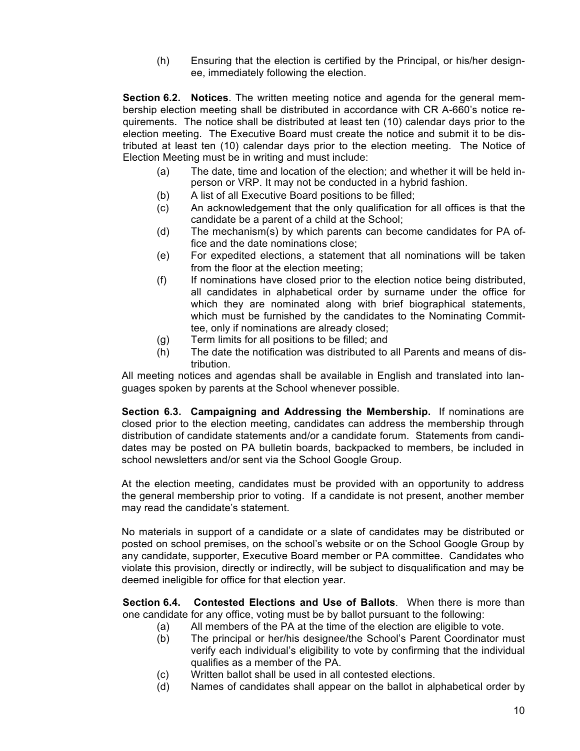(h) Ensuring that the election is certified by the Principal, or his/her designee, immediately following the election.

**Section 6.2. Notices**. The written meeting notice and agenda for the general membership election meeting shall be distributed in accordance with CR A-660's notice requirements. The notice shall be distributed at least ten (10) calendar days prior to the election meeting. The Executive Board must create the notice and submit it to be distributed at least ten (10) calendar days prior to the election meeting. The Notice of Election Meeting must be in writing and must include:

(a) The date, time and location of the election; and whether it will be held in-person or VRP. It may not be conducted in a hybrid fashion.

(b) A list of all Executive Board positions to be filled;

(c) An acknowledgement that the only qualification for all offices is that the candidate be a parent of a child at the School;

(d) The mechanism(s) by which parents can become candidates for PA office and the date nominations close;

(e) For expedited elections, a statement that all nominations will be taken from the floor at the election meeting;

(f) If nominations have closed prior to the election notice being distributed, all candidates in alphabetical order by surname under the office for which they are nominated along with brief biographical statements, which must be furnished by the candidates to the Nominating Committee, only if nominations are already closed;

(g) Term limits for all positions to be filled; and

(h) The date the notification was distributed to all Parents and means of distribution.

All meeting notices and agendas shall be available in English and translated into languages spoken by parents at the School whenever possible.

**Section 6.3. Campaigning and Addressing the Membership.** If nominations are closed prior to the election meeting, candidates can address the membership through distribution of candidate statements and/or a candidate forum. Statements from candidates may be posted on PA bulletin boards, backpacked to members, be included in school newsletters and/or sent via the School Google Group.

At the election meeting, candidates must be provided with an opportunity to address the general membership prior to voting. If a candidate is not present, another member may read the candidate's statement.

No materials in support of a candidate or a slate of candidates may be distributed or posted on school premises, on the school's website or on the School Google Group by any candidate, supporter, Executive Board member or PA committee. Candidates who violate this provision, directly or indirectly, will be subject to disqualification and may be deemed ineligible for office for that election year.

**Section 6.4. Contested Elections and Use of Ballots**. When there is more than one candidate for any office, voting must be by ballot pursuant to the following:

(a) All members of the PA at the time of the election are eligible to vote.

(b) The principal or her/his designee/the School's Parent Coordinator must verify each individual's eligibility to vote by confirming that the individual qualifies as a member of the PA.

(c) Written ballot shall be used in all contested elections.

(d) Names of candidates shall appear on the ballot in alphabetical order by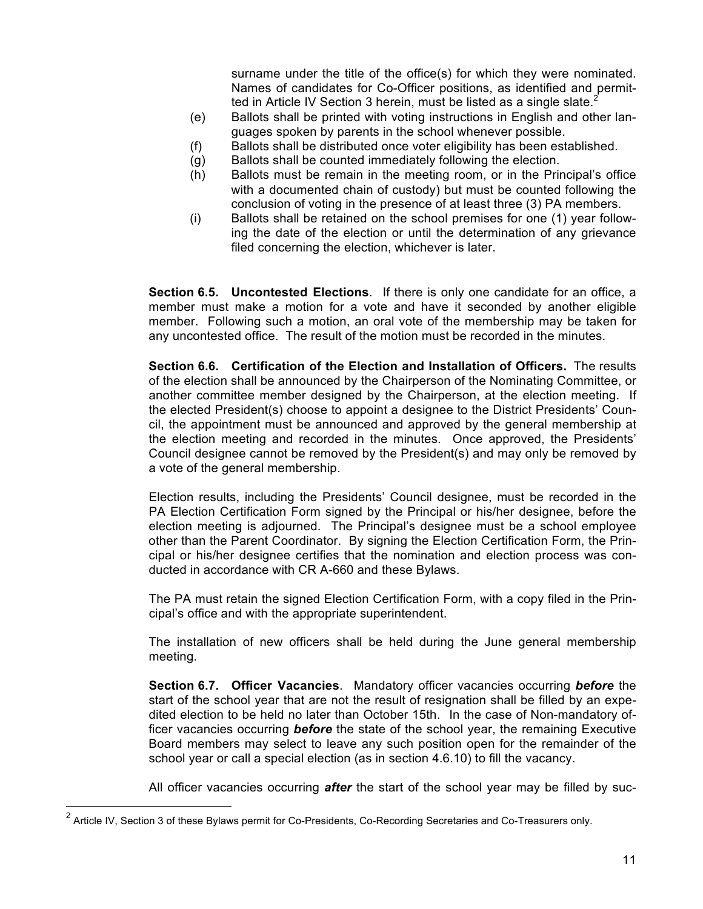surname under the title of the office(s) for which they were nominated. Names of candidates for Co-Officer positions, as identified and permitted in Article IV Section 3 herein, must be listed as a single slate.[2]

(e) Ballots shall be printed with voting instructions in English and other languages spoken by parents in the school whenever possible.

(f) Ballots shall be distributed once voter eligibility has been established.

(g) Ballots shall be counted immediately following the election.

(h) Ballots must be remain in the meeting room, or in the Principal's office with a documented chain of custody) but must be counted following the conclusion of voting in the presence of at least three (3) PA members.

(i) Ballots shall be retained on the school premises for one (1) year following the date of the election or until the determination of any grievance filed concerning the election, whichever is later.

**Section 6.5. Uncontested Elections**. If there is only one candidate for an office, a member must make a motion for a vote and have it seconded by another eligible member. Following such a motion, an oral vote of the membership may be taken for any uncontested office. The result of the motion must be recorded in the minutes.

**Section 6.6. Certification of the Election and Installation of Officers.** The results of the election shall be announced by the Chairperson of the Nominating Committee, or another committee member designed by the Chairperson, at the election meeting. If the elected President(s) choose to appoint a designee to the District Presidents' Council, the appointment must be announced and approved by the general membership at the election meeting and recorded in the minutes. Once approved, the Presidents' Council designee cannot be removed by the President(s) and may only be removed by a vote of the general membership.

Election results, including the Presidents' Council designee, must be recorded in the PA Election Certification Form signed by the Principal or his/her designee, before the election meeting is adjourned. The Principal's designee must be a school employee other than the Parent Coordinator. By signing the Election Certification Form, the Principal or his/her designee certifies that the nomination and election process was conducted in accordance with CR A-660 and these Bylaws.

The PA must retain the signed Election Certification Form, with a copy filed in the Principal's office and with the appropriate superintendent.

The installation of new officers shall be held during the June general membership meeting.

**Section 6.7. Officer Vacancies**. Mandatory officer vacancies occurring ***before*** the start of the school year that are not the result of resignation shall be filled by an expedited election to be held no later than October 15th. In the case of Non-mandatory officer vacancies occurring ***before*** the state of the school year, the remaining Executive Board members may select to leave any such position open for the remainder of the school year or call a special election (as in section 4.6.10) to fill the vacancy.

All officer vacancies occurring ***after*** the start of the school year may be filled by suc-

[2] Article IV, Section 3 of these Bylaws permit for Co-Presidents, Co-Recording Secretaries and Co-Treasurers only.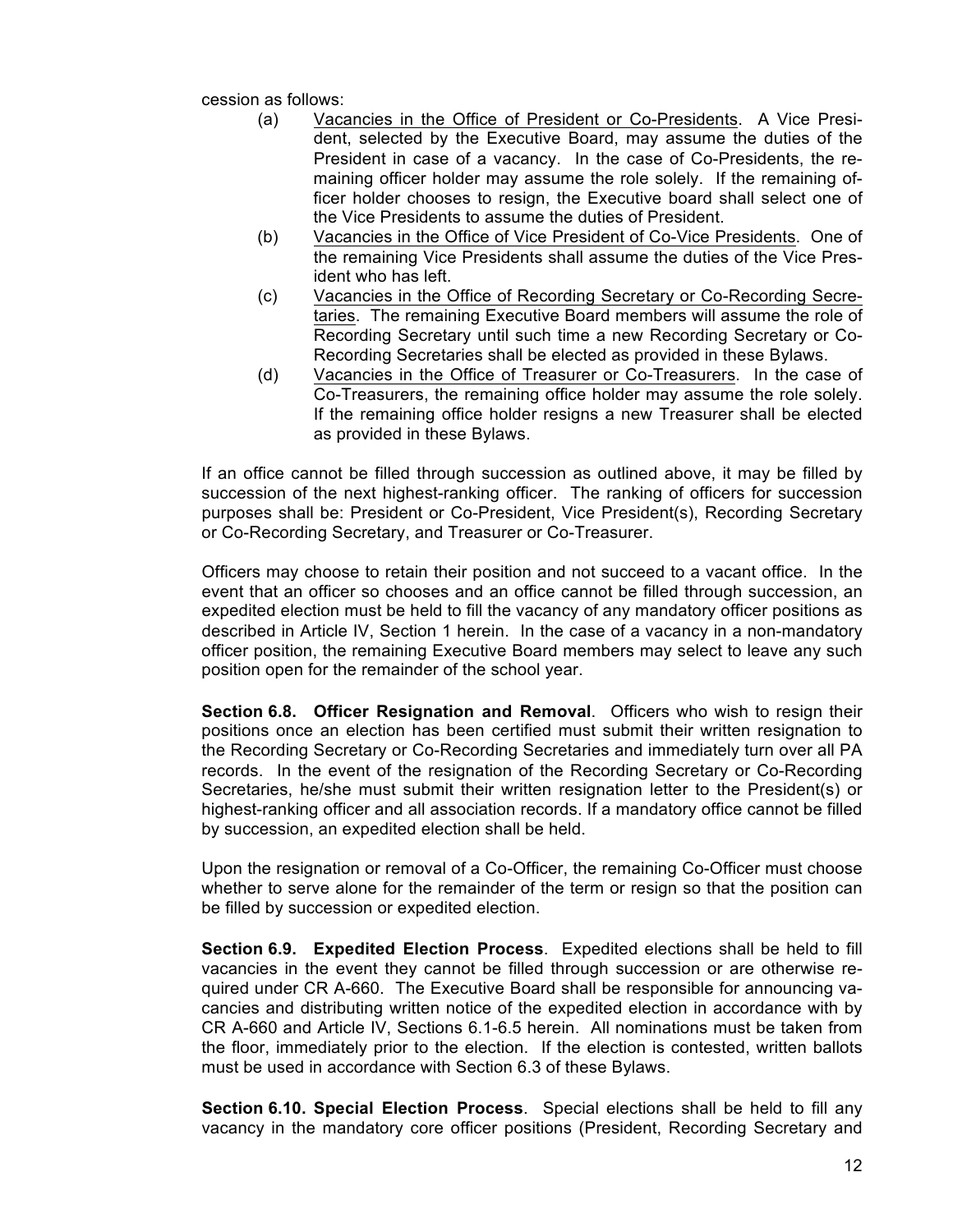cession as follows:

(a) <u>Vacancies in the Office of President or Co-Presidents</u>. A Vice President, selected by the Executive Board, may assume the duties of the President in case of a vacancy. In the case of Co-Presidents, the remaining officer holder may assume the role solely. If the remaining officer holder chooses to resign, the Executive board shall select one of the Vice Presidents to assume the duties of President.

(b) <u>Vacancies in the Office of Vice President of Co-Vice Presidents</u>. One of the remaining Vice Presidents shall assume the duties of the Vice President who has left.

(c) <u>Vacancies in the Office of Recording Secretary or Co-Recording Secretaries</u>. The remaining Executive Board members will assume the role of Recording Secretary until such time a new Recording Secretary or Co-Recording Secretaries shall be elected as provided in these Bylaws.

(d) <u>Vacancies in the Office of Treasurer or Co-Treasurers</u>. In the case of Co-Treasurers, the remaining office holder may assume the role solely. If the remaining office holder resigns a new Treasurer shall be elected as provided in these Bylaws.

If an office cannot be filled through succession as outlined above, it may be filled by succession of the next highest-ranking officer. The ranking of officers for succession purposes shall be: President or Co-President, Vice President(s), Recording Secretary or Co-Recording Secretary, and Treasurer or Co-Treasurer.

Officers may choose to retain their position and not succeed to a vacant office. In the event that an officer so chooses and an office cannot be filled through succession, an expedited election must be held to fill the vacancy of any mandatory officer positions as described in Article IV, Section 1 herein. In the case of a vacancy in a non-mandatory officer position, the remaining Executive Board members may select to leave any such position open for the remainder of the school year.

**Section 6.8. Officer Resignation and Removal**. Officers who wish to resign their positions once an election has been certified must submit their written resignation to the Recording Secretary or Co-Recording Secretaries and immediately turn over all PA records. In the event of the resignation of the Recording Secretary or Co-Recording Secretaries, he/she must submit their written resignation letter to the President(s) or highest-ranking officer and all association records. If a mandatory office cannot be filled by succession, an expedited election shall be held.

Upon the resignation or removal of a Co-Officer, the remaining Co-Officer must choose whether to serve alone for the remainder of the term or resign so that the position can be filled by succession or expedited election.

**Section 6.9. Expedited Election Process**. Expedited elections shall be held to fill vacancies in the event they cannot be filled through succession or are otherwise required under CR A-660. The Executive Board shall be responsible for announcing vacancies and distributing written notice of the expedited election in accordance with by CR A-660 and Article IV, Sections 6.1-6.5 herein. All nominations must be taken from the floor, immediately prior to the election. If the election is contested, written ballots must be used in accordance with Section 6.3 of these Bylaws.

**Section 6.10. Special Election Process**. Special elections shall be held to fill any vacancy in the mandatory core officer positions (President, Recording Secretary and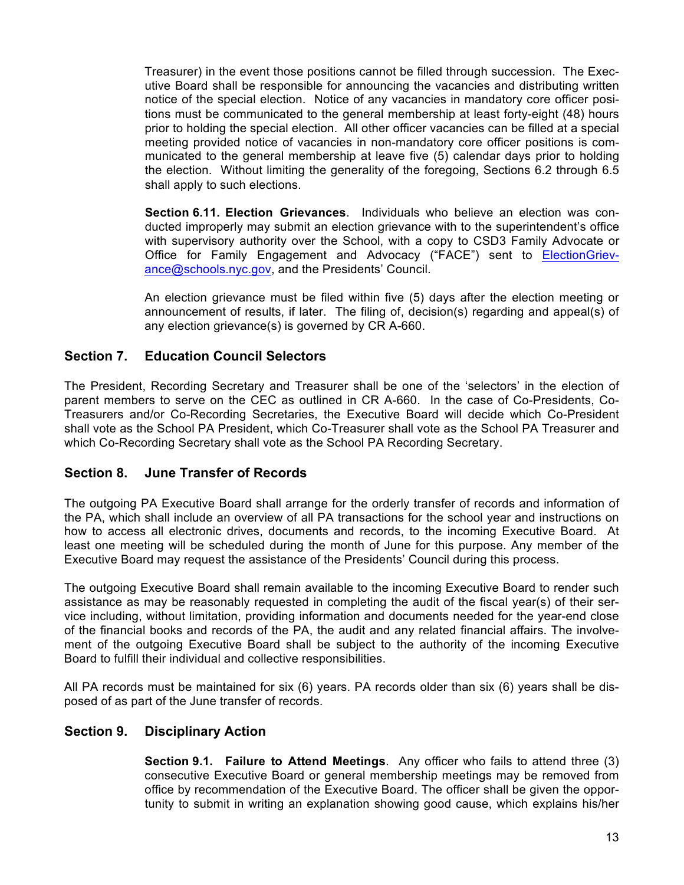Treasurer) in the event those positions cannot be filled through succession. The Executive Board shall be responsible for announcing the vacancies and distributing written notice of the special election. Notice of any vacancies in mandatory core officer positions must be communicated to the general membership at least forty-eight (48) hours prior to holding the special election. All other officer vacancies can be filled at a special meeting provided notice of vacancies in non-mandatory core officer positions is communicated to the general membership at leave five (5) calendar days prior to holding the election. Without limiting the generality of the foregoing, Sections 6.2 through 6.5 shall apply to such elections.

**Section 6.11. Election Grievances**. Individuals who believe an election was conducted improperly may submit an election grievance with to the superintendent's office with supervisory authority over the School, with a copy to CSD3 Family Advocate or Office for Family Engagement and Advocacy ("FACE") sent to ElectionGrievance@schools.nyc.gov, and the Presidents' Council.

An election grievance must be filed within five (5) days after the election meeting or announcement of results, if later. The filing of, decision(s) regarding and appeal(s) of any election grievance(s) is governed by CR A-660.

## Section 7. Education Council Selectors

The President, Recording Secretary and Treasurer shall be one of the 'selectors' in the election of parent members to serve on the CEC as outlined in CR A-660. In the case of Co-Presidents, Co-Treasurers and/or Co-Recording Secretaries, the Executive Board will decide which Co-President shall vote as the School PA President, which Co-Treasurer shall vote as the School PA Treasurer and which Co-Recording Secretary shall vote as the School PA Recording Secretary.

## Section 8. June Transfer of Records

The outgoing PA Executive Board shall arrange for the orderly transfer of records and information of the PA, which shall include an overview of all PA transactions for the school year and instructions on how to access all electronic drives, documents and records, to the incoming Executive Board. At least one meeting will be scheduled during the month of June for this purpose. Any member of the Executive Board may request the assistance of the Presidents' Council during this process.

The outgoing Executive Board shall remain available to the incoming Executive Board to render such assistance as may be reasonably requested in completing the audit of the fiscal year(s) of their service including, without limitation, providing information and documents needed for the year-end close of the financial books and records of the PA, the audit and any related financial affairs. The involvement of the outgoing Executive Board shall be subject to the authority of the incoming Executive Board to fulfill their individual and collective responsibilities.

All PA records must be maintained for six (6) years. PA records older than six (6) years shall be disposed of as part of the June transfer of records.

## Section 9. Disciplinary Action

**Section 9.1. Failure to Attend Meetings**. Any officer who fails to attend three (3) consecutive Executive Board or general membership meetings may be removed from office by recommendation of the Executive Board. The officer shall be given the opportunity to submit in writing an explanation showing good cause, which explains his/her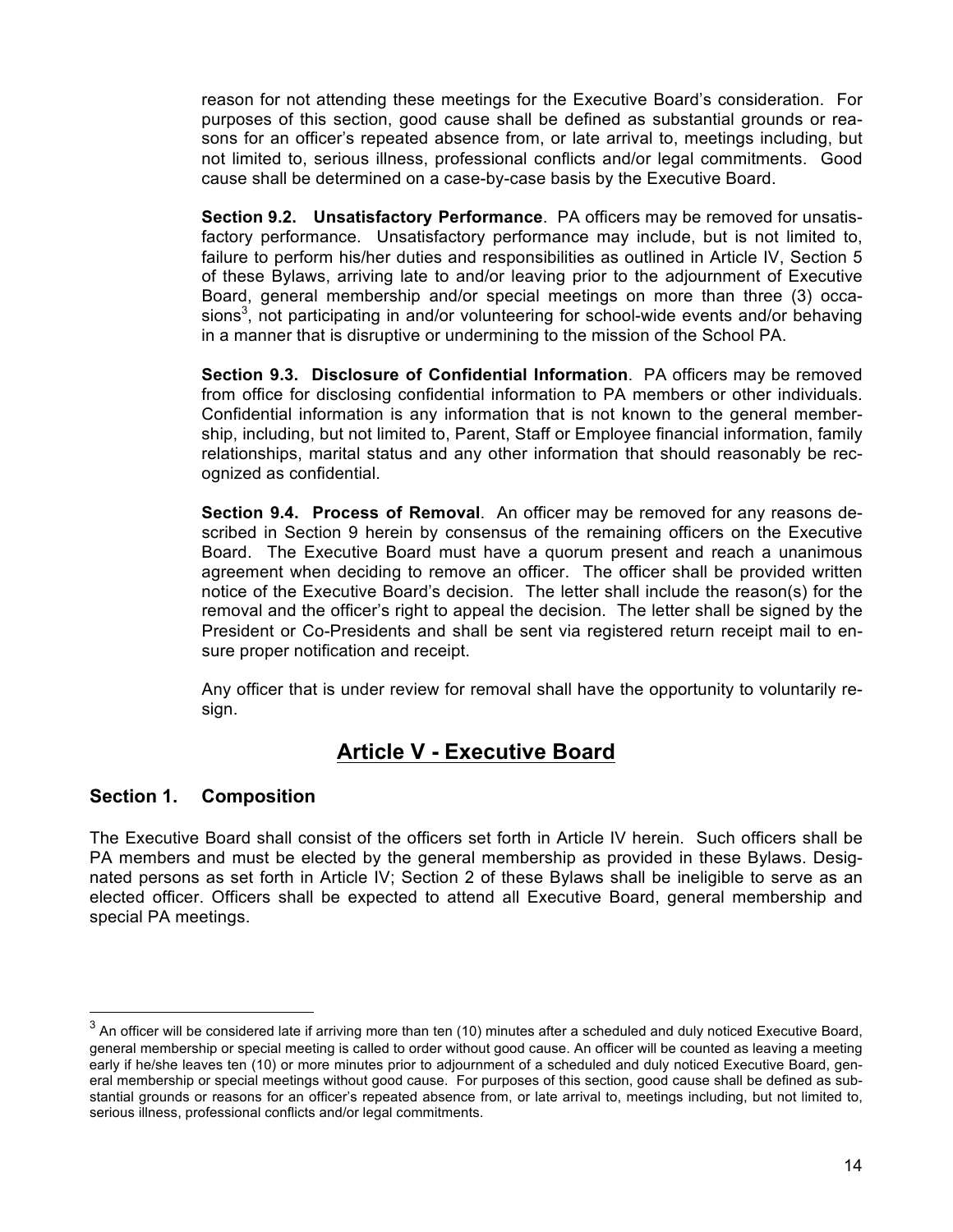reason for not attending these meetings for the Executive Board's consideration. For purposes of this section, good cause shall be defined as substantial grounds or reasons for an officer's repeated absence from, or late arrival to, meetings including, but not limited to, serious illness, professional conflicts and/or legal commitments. Good cause shall be determined on a case-by-case basis by the Executive Board.

**Section 9.2. Unsatisfactory Performance**. PA officers may be removed for unsatisfactory performance. Unsatisfactory performance may include, but is not limited to, failure to perform his/her duties and responsibilities as outlined in Article IV, Section 5 of these Bylaws, arriving late to and/or leaving prior to the adjournment of Executive Board, general membership and/or special meetings on more than three (3) occasions[3], not participating in and/or volunteering for school-wide events and/or behaving in a manner that is disruptive or undermining to the mission of the School PA.

**Section 9.3. Disclosure of Confidential Information**. PA officers may be removed from office for disclosing confidential information to PA members or other individuals. Confidential information is any information that is not known to the general membership, including, but not limited to, Parent, Staff or Employee financial information, family relationships, marital status and any other information that should reasonably be recognized as confidential.

**Section 9.4. Process of Removal**. An officer may be removed for any reasons described in Section 9 herein by consensus of the remaining officers on the Executive Board. The Executive Board must have a quorum present and reach a unanimous agreement when deciding to remove an officer. The officer shall be provided written notice of the Executive Board's decision. The letter shall include the reason(s) for the removal and the officer's right to appeal the decision. The letter shall be signed by the President or Co-Presidents and shall be sent via registered return receipt mail to ensure proper notification and receipt.

Any officer that is under review for removal shall have the opportunity to voluntarily resign.

# Article V - Executive Board

## Section 1. Composition

The Executive Board shall consist of the officers set forth in Article IV herein. Such officers shall be PA members and must be elected by the general membership as provided in these Bylaws. Designated persons as set forth in Article IV; Section 2 of these Bylaws shall be ineligible to serve as an elected officer. Officers shall be expected to attend all Executive Board, general membership and special PA meetings.

---

[3] An officer will be considered late if arriving more than ten (10) minutes after a scheduled and duly noticed Executive Board, general membership or special meeting is called to order without good cause. An officer will be counted as leaving a meeting early if he/she leaves ten (10) or more minutes prior to adjournment of a scheduled and duly noticed Executive Board, general membership or special meetings without good cause. For purposes of this section, good cause shall be defined as substantial grounds or reasons for an officer's repeated absence from, or late arrival to, meetings including, but not limited to, serious illness, professional conflicts and/or legal commitments.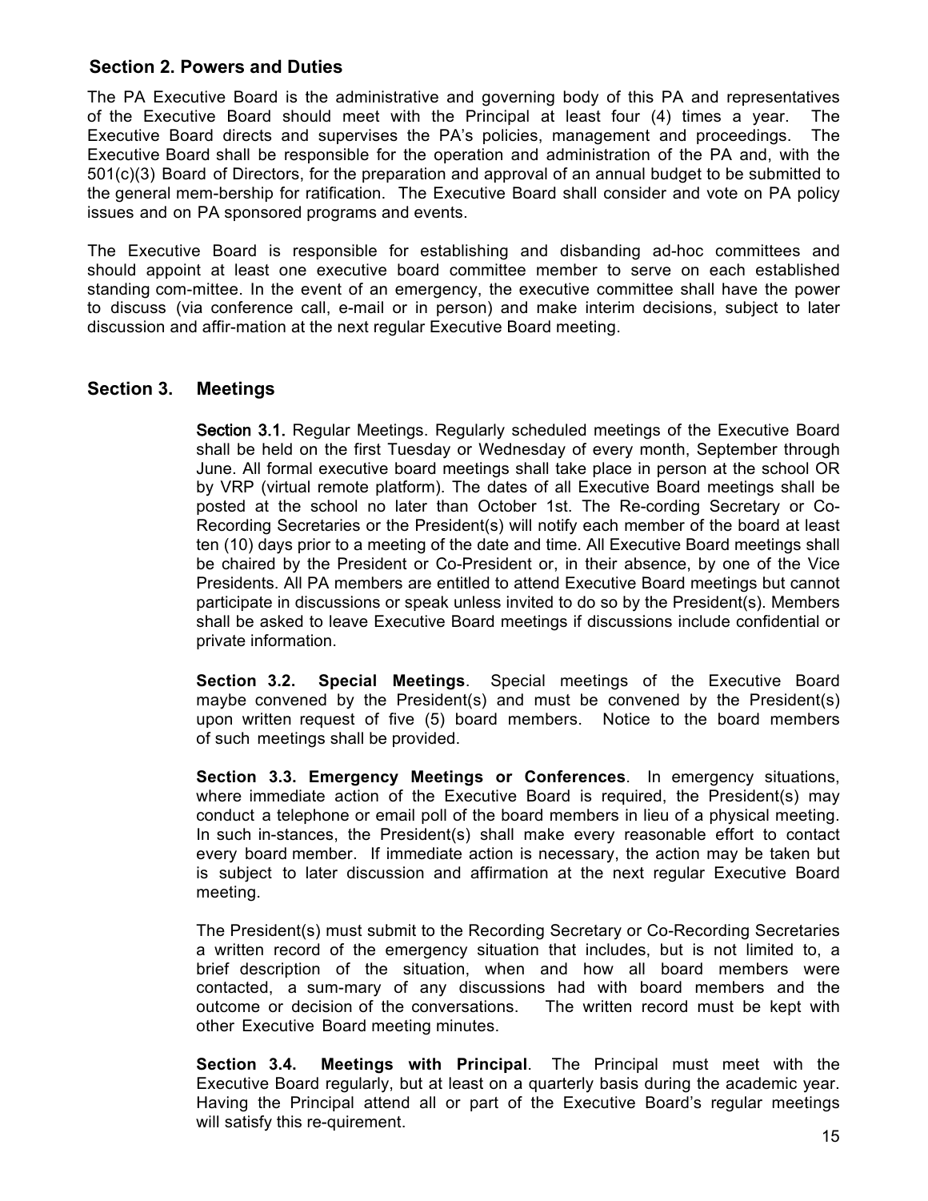## Section 2. Powers and Duties

The PA Executive Board is the administrative and governing body of this PA and representatives of the Executive Board should meet with the Principal at least four (4) times a year. The Executive Board directs and supervises the PA's policies, management and proceedings. The Executive Board shall be responsible for the operation and administration of the PA and, with the 501(c)(3) Board of Directors, for the preparation and approval of an annual budget to be submitted to the general mem-bership for ratification. The Executive Board shall consider and vote on PA policy issues and on PA sponsored programs and events.

The Executive Board is responsible for establishing and disbanding ad-hoc committees and should appoint at least one executive board committee member to serve on each established standing com-mittee. In the event of an emergency, the executive committee shall have the power to discuss (via conference call, e-mail or in person) and make interim decisions, subject to later discussion and affir-mation at the next regular Executive Board meeting.

## Section 3. Meetings

**Section 3.1.** Regular Meetings. Regularly scheduled meetings of the Executive Board shall be held on the first Tuesday or Wednesday of every month, September through June. All formal executive board meetings shall take place in person at the school OR by VRP (virtual remote platform). The dates of all Executive Board meetings shall be posted at the school no later than October 1st. The Re-cording Secretary or Co-Recording Secretaries or the President(s) will notify each member of the board at least ten (10) days prior to a meeting of the date and time. All Executive Board meetings shall be chaired by the President or Co-President or, in their absence, by one of the Vice Presidents. All PA members are entitled to attend Executive Board meetings but cannot participate in discussions or speak unless invited to do so by the President(s). Members shall be asked to leave Executive Board meetings if discussions include confidential or private information.

**Section 3.2. Special Meetings**. Special meetings of the Executive Board maybe convened by the President(s) and must be convened by the President(s) upon written request of five (5) board members. Notice to the board members of such meetings shall be provided.

**Section 3.3. Emergency Meetings or Conferences**. In emergency situations, where immediate action of the Executive Board is required, the President(s) may conduct a telephone or email poll of the board members in lieu of a physical meeting. In such in-stances, the President(s) shall make every reasonable effort to contact every board member. If immediate action is necessary, the action may be taken but is subject to later discussion and affirmation at the next regular Executive Board meeting.

The President(s) must submit to the Recording Secretary or Co-Recording Secretaries a written record of the emergency situation that includes, but is not limited to, a brief description of the situation, when and how all board members were contacted, a sum-mary of any discussions had with board members and the outcome or decision of the conversations. The written record must be kept with other Executive Board meeting minutes.

**Section 3.4. Meetings with Principal**. The Principal must meet with the Executive Board regularly, but at least on a quarterly basis during the academic year. Having the Principal attend all or part of the Executive Board's regular meetings will satisfy this re-quirement.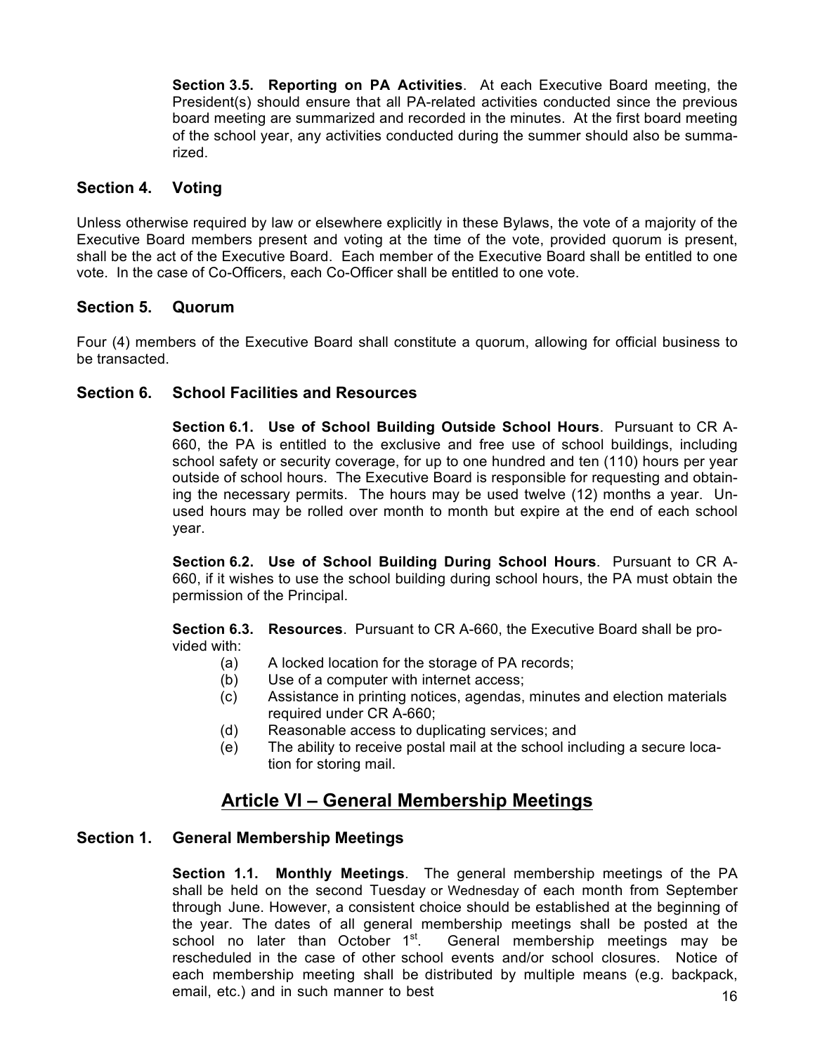**Section 3.5. Reporting on PA Activities**. At each Executive Board meeting, the President(s) should ensure that all PA-related activities conducted since the previous board meeting are summarized and recorded in the minutes. At the first board meeting of the school year, any activities conducted during the summer should also be summarized.

### Section 4. Voting

Unless otherwise required by law or elsewhere explicitly in these Bylaws, the vote of a majority of the Executive Board members present and voting at the time of the vote, provided quorum is present, shall be the act of the Executive Board. Each member of the Executive Board shall be entitled to one vote. In the case of Co-Officers, each Co-Officer shall be entitled to one vote.

### Section 5. Quorum

Four (4) members of the Executive Board shall constitute a quorum, allowing for official business to be transacted.

### Section 6. School Facilities and Resources

**Section 6.1. Use of School Building Outside School Hours**. Pursuant to CR A-660, the PA is entitled to the exclusive and free use of school buildings, including school safety or security coverage, for up to one hundred and ten (110) hours per year outside of school hours. The Executive Board is responsible for requesting and obtaining the necessary permits. The hours may be used twelve (12) months a year. Unused hours may be rolled over month to month but expire at the end of each school year.

**Section 6.2. Use of School Building During School Hours**. Pursuant to CR A-660, if it wishes to use the school building during school hours, the PA must obtain the permission of the Principal.

**Section 6.3. Resources**. Pursuant to CR A-660, the Executive Board shall be provided with:

(a) A locked location for the storage of PA records;
(b) Use of a computer with internet access;
(c) Assistance in printing notices, agendas, minutes and election materials required under CR A-660;
(d) Reasonable access to duplicating services; and
(e) The ability to receive postal mail at the school including a secure location for storing mail.

## Article VI – General Membership Meetings

### Section 1. General Membership Meetings

**Section 1.1. Monthly Meetings**. The general membership meetings of the PA shall be held on the second Tuesday or Wednesday of each month from September through June. However, a consistent choice should be established at the beginning of the year. The dates of all general membership meetings shall be posted at the school no later than October 1st. General membership meetings may be rescheduled in the case of other school events and/or school closures. Notice of each membership meeting shall be distributed by multiple means (e.g. backpack, email, etc.) and in such manner to best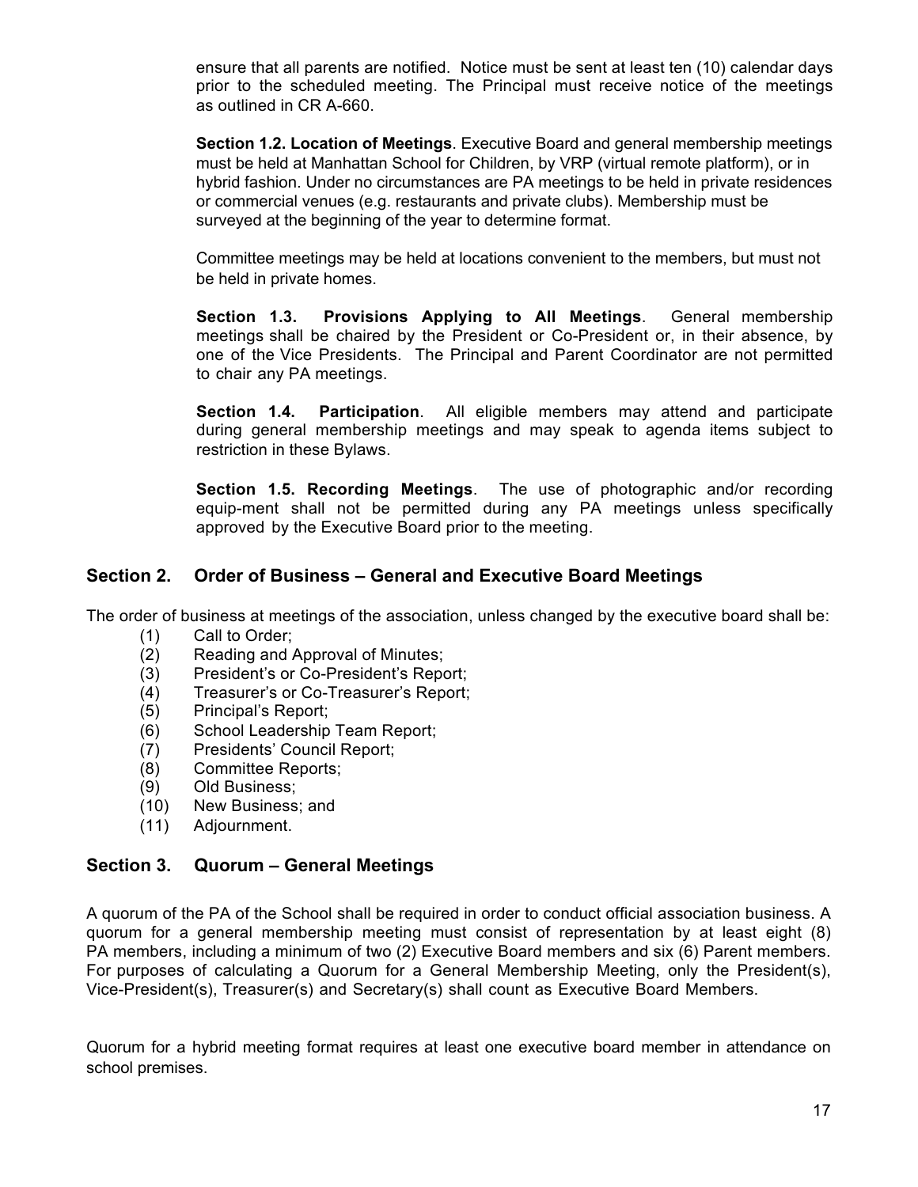ensure that all parents are notified. Notice must be sent at least ten (10) calendar days prior to the scheduled meeting. The Principal must receive notice of the meetings as outlined in CR A-660.

**Section 1.2. Location of Meetings**. Executive Board and general membership meetings must be held at Manhattan School for Children, by VRP (virtual remote platform), or in hybrid fashion. Under no circumstances are PA meetings to be held in private residences or commercial venues (e.g. restaurants and private clubs). Membership must be surveyed at the beginning of the year to determine format.

Committee meetings may be held at locations convenient to the members, but must not be held in private homes.

**Section 1.3. Provisions Applying to All Meetings**. General membership meetings shall be chaired by the President or Co-President or, in their absence, by one of the Vice Presidents. The Principal and Parent Coordinator are not permitted to chair any PA meetings.

**Section 1.4. Participation**. All eligible members may attend and participate during general membership meetings and may speak to agenda items subject to restriction in these Bylaws.

**Section 1.5. Recording Meetings**. The use of photographic and/or recording equip-ment shall not be permitted during any PA meetings unless specifically approved by the Executive Board prior to the meeting.

## Section 2. Order of Business – General and Executive Board Meetings

The order of business at meetings of the association, unless changed by the executive board shall be:

(1) Call to Order;
(2) Reading and Approval of Minutes;
(3) President's or Co-President's Report;
(4) Treasurer's or Co-Treasurer's Report;
(5) Principal's Report;
(6) School Leadership Team Report;
(7) Presidents' Council Report;
(8) Committee Reports;
(9) Old Business;
(10) New Business; and
(11) Adjournment.

## Section 3. Quorum – General Meetings

A quorum of the PA of the School shall be required in order to conduct official association business. A quorum for a general membership meeting must consist of representation by at least eight (8) PA members, including a minimum of two (2) Executive Board members and six (6) Parent members. For purposes of calculating a Quorum for a General Membership Meeting, only the President(s), Vice-President(s), Treasurer(s) and Secretary(s) shall count as Executive Board Members.

Quorum for a hybrid meeting format requires at least one executive board member in attendance on school premises.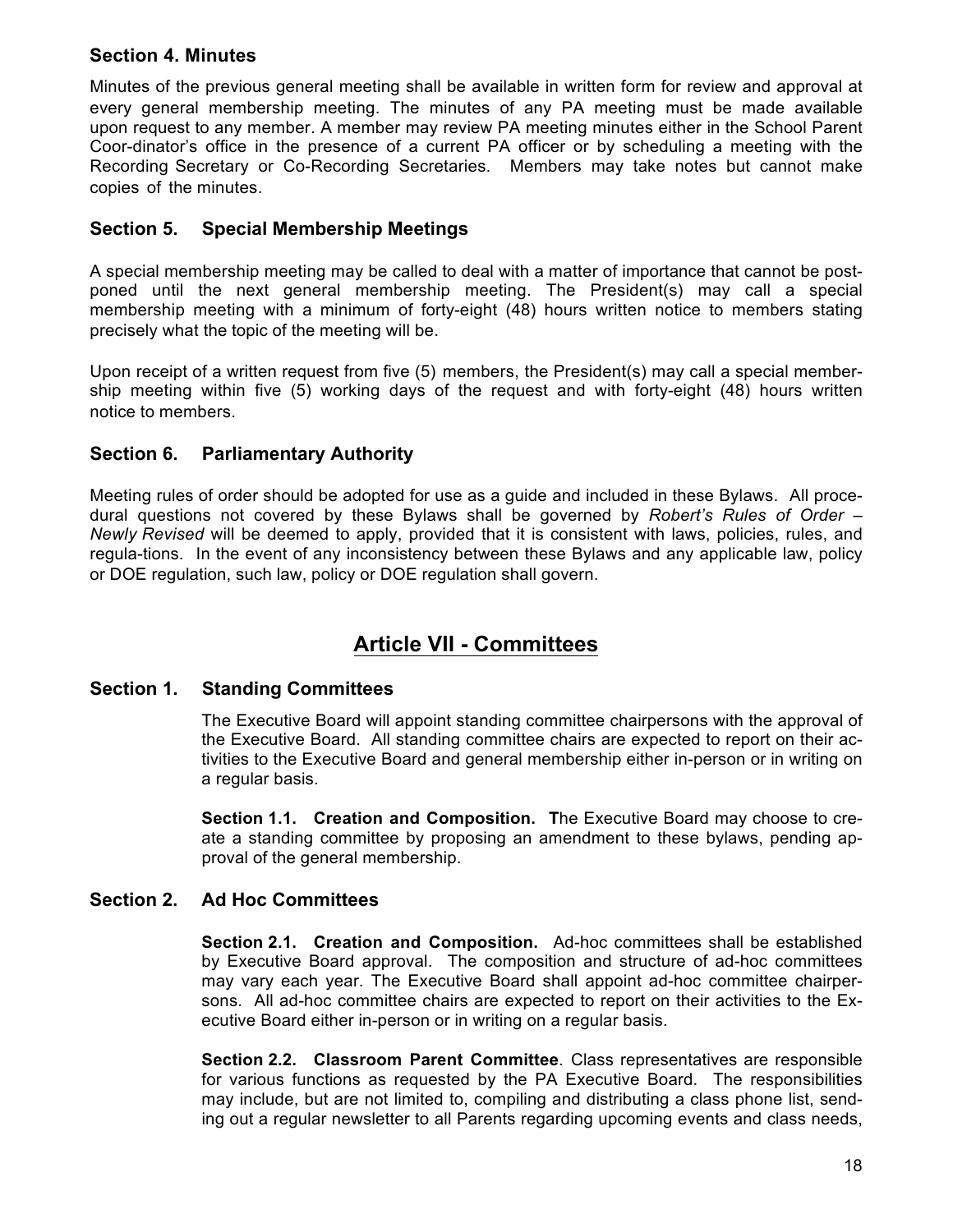### Section 4. Minutes

Minutes of the previous general meeting shall be available in written form for review and approval at every general membership meeting. The minutes of any PA meeting must be made available upon request to any member. A member may review PA meeting minutes either in the School Parent Coor-dinator's office in the presence of a current PA officer or by scheduling a meeting with the Recording Secretary or Co-Recording Secretaries. Members may take notes but cannot make copies of the minutes.

### Section 5. Special Membership Meetings

A special membership meeting may be called to deal with a matter of importance that cannot be post-poned until the next general membership meeting. The President(s) may call a special membership meeting with a minimum of forty-eight (48) hours written notice to members stating precisely what the topic of the meeting will be.

Upon receipt of a written request from five (5) members, the President(s) may call a special member-ship meeting within five (5) working days of the request and with forty-eight (48) hours written notice to members.

### Section 6. Parliamentary Authority

Meeting rules of order should be adopted for use as a guide and included in these Bylaws. All proce-dural questions not covered by these Bylaws shall be governed by *Robert's Rules of Order – Newly Revised* will be deemed to apply, provided that it is consistent with laws, policies, rules, and regula-tions. In the event of any inconsistency between these Bylaws and any applicable law, policy or DOE regulation, such law, policy or DOE regulation shall govern.

## Article VII - Committees

### Section 1. Standing Committees

The Executive Board will appoint standing committee chairpersons with the approval of the Executive Board. All standing committee chairs are expected to report on their ac-tivities to the Executive Board and general membership either in-person or in writing on a regular basis.

**Section 1.1. Creation and Composition.** **T**he Executive Board may choose to cre-ate a standing committee by proposing an amendment to these bylaws, pending ap-proval of the general membership.

### Section 2. Ad Hoc Committees

**Section 2.1. Creation and Composition.** Ad-hoc committees shall be established by Executive Board approval. The composition and structure of ad-hoc committees may vary each year. The Executive Board shall appoint ad-hoc committee chairper-sons. All ad-hoc committee chairs are expected to report on their activities to the Ex-ecutive Board either in-person or in writing on a regular basis.

**Section 2.2. Classroom Parent Committee**. Class representatives are responsible for various functions as requested by the PA Executive Board. The responsibilities may include, but are not limited to, compiling and distributing a class phone list, send-ing out a regular newsletter to all Parents regarding upcoming events and class needs,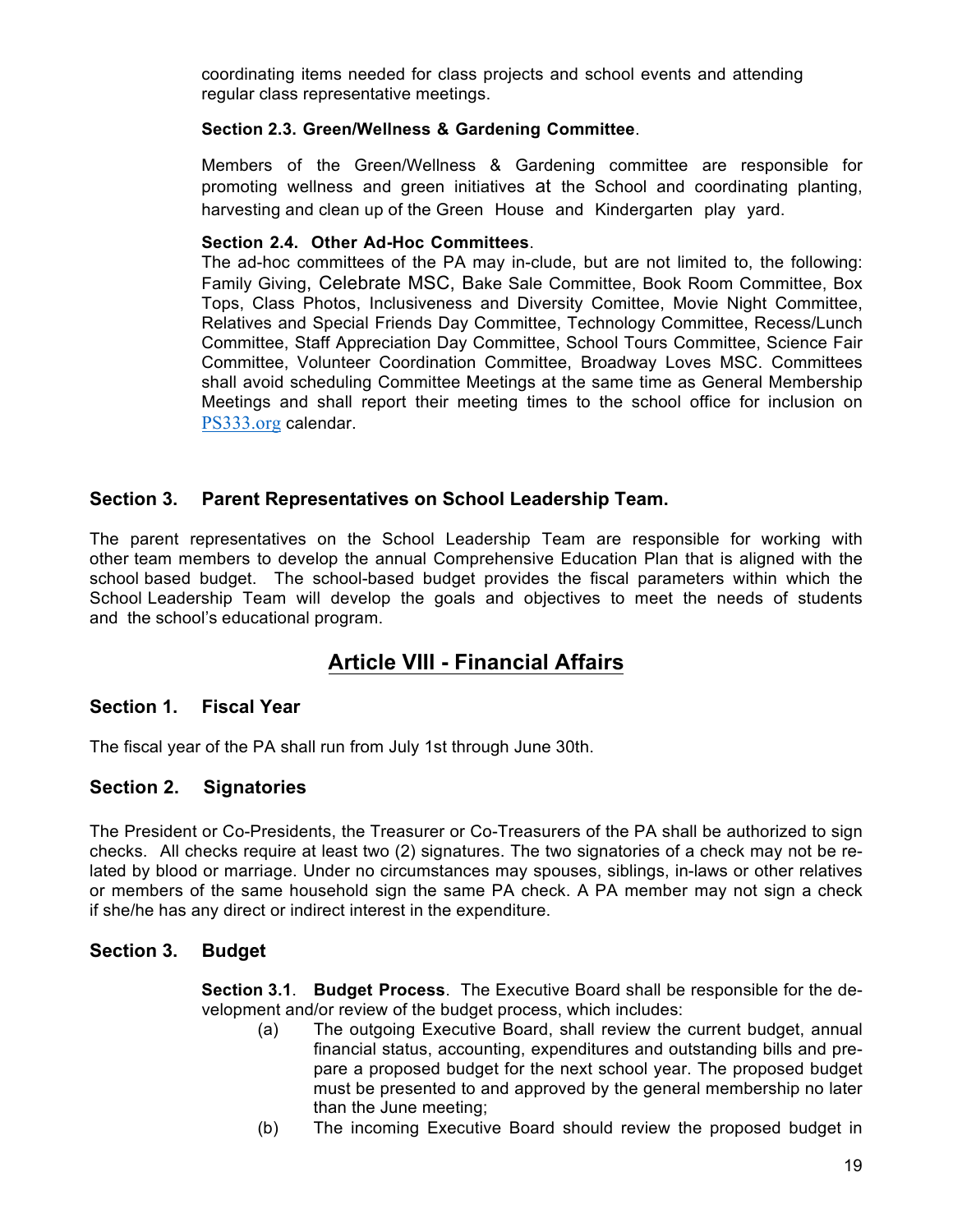coordinating items needed for class projects and school events and attending regular class representative meetings.

**Section 2.3. Green/Wellness & Gardening Committee**.

Members of the Green/Wellness & Gardening committee are responsible for promoting wellness and green initiatives at the School and coordinating planting, harvesting and clean up of the Green House and Kindergarten play yard.

**Section 2.4. Other Ad-Hoc Committees**.

The ad-hoc committees of the PA may in-clude, but are not limited to, the following: Family Giving, Celebrate MSC, Bake Sale Committee, Book Room Committee, Box Tops, Class Photos, Inclusiveness and Diversity Comittee, Movie Night Committee, Relatives and Special Friends Day Committee, Technology Committee, Recess/Lunch Committee, Staff Appreciation Day Committee, School Tours Committee, Science Fair Committee, Volunteer Coordination Committee, Broadway Loves MSC. Committees shall avoid scheduling Committee Meetings at the same time as General Membership Meetings and shall report their meeting times to the school office for inclusion on PS333.org calendar.

### Section 3. Parent Representatives on School Leadership Team.

The parent representatives on the School Leadership Team are responsible for working with other team members to develop the annual Comprehensive Education Plan that is aligned with the school based budget. The school-based budget provides the fiscal parameters within which the School Leadership Team will develop the goals and objectives to meet the needs of students and the school's educational program.

## Article VIII - Financial Affairs

### Section 1. Fiscal Year

The fiscal year of the PA shall run from July 1st through June 30th.

### Section 2. Signatories

The President or Co-Presidents, the Treasurer or Co-Treasurers of the PA shall be authorized to sign checks. All checks require at least two (2) signatures. The two signatories of a check may not be re-lated by blood or marriage. Under no circumstances may spouses, siblings, in-laws or other relatives or members of the same household sign the same PA check. A PA member may not sign a check if she/he has any direct or indirect interest in the expenditure.

### Section 3. Budget

**Section 3.1**. **Budget Process**. The Executive Board shall be responsible for the de-velopment and/or review of the budget process, which includes:

(a) The outgoing Executive Board, shall review the current budget, annual financial status, accounting, expenditures and outstanding bills and pre-pare a proposed budget for the next school year. The proposed budget must be presented to and approved by the general membership no later than the June meeting;

(b) The incoming Executive Board should review the proposed budget in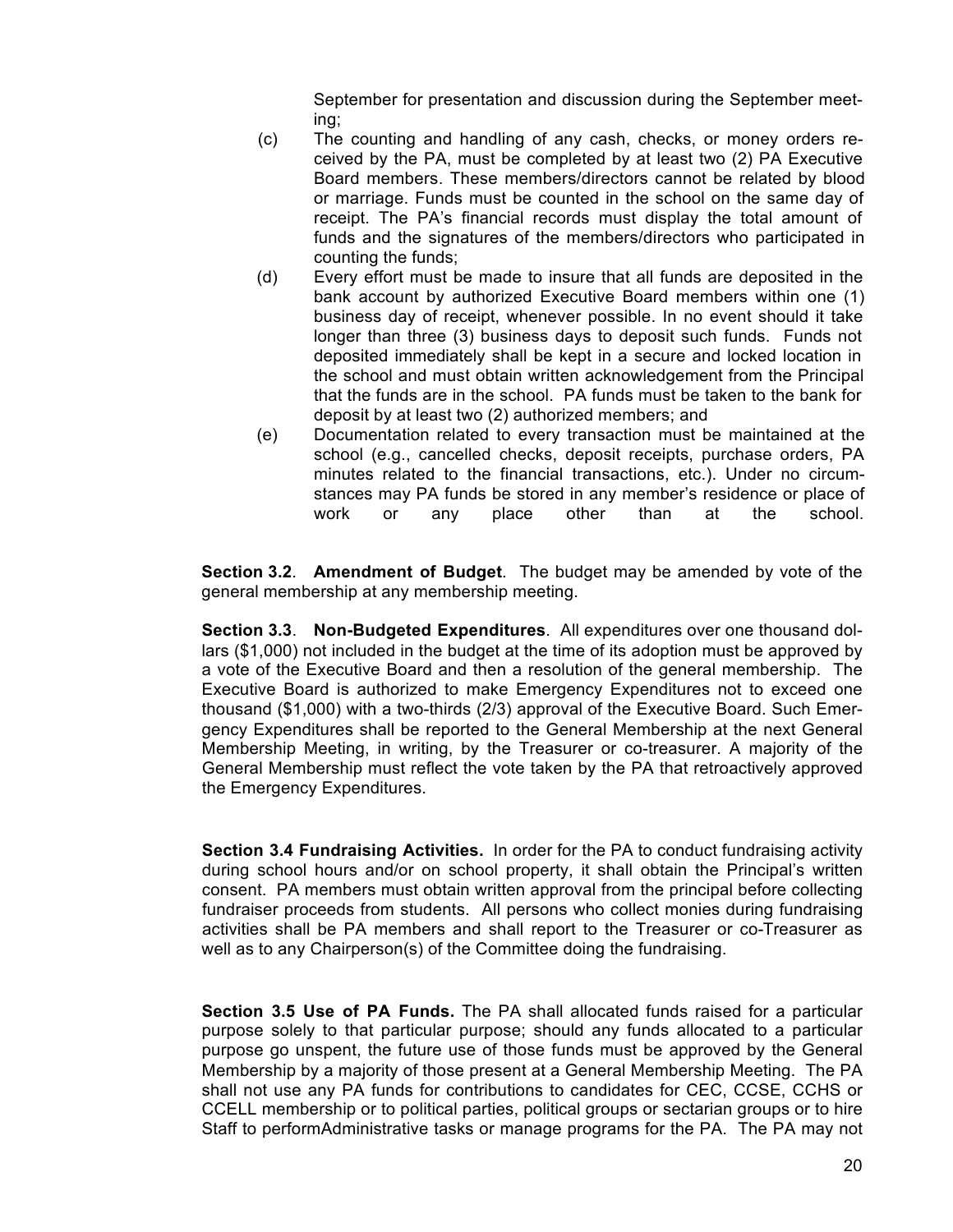September for presentation and discussion during the September meeting;

(c) The counting and handling of any cash, checks, or money orders received by the PA, must be completed by at least two (2) PA Executive Board members. These members/directors cannot be related by blood or marriage. Funds must be counted in the school on the same day of receipt. The PA's financial records must display the total amount of funds and the signatures of the members/directors who participated in counting the funds;

(d) Every effort must be made to insure that all funds are deposited in the bank account by authorized Executive Board members within one (1) business day of receipt, whenever possible. In no event should it take longer than three (3) business days to deposit such funds. Funds not deposited immediately shall be kept in a secure and locked location in the school and must obtain written acknowledgement from the Principal that the funds are in the school. PA funds must be taken to the bank for deposit by at least two (2) authorized members; and

(e) Documentation related to every transaction must be maintained at the school (e.g., cancelled checks, deposit receipts, purchase orders, PA minutes related to the financial transactions, etc.). Under no circumstances may PA funds be stored in any member's residence or place of work or any place other than at the school.

**Section 3.2**. **Amendment of Budget**. The budget may be amended by vote of the general membership at any membership meeting.

**Section 3.3**. **Non-Budgeted Expenditures**. All expenditures over one thousand dollars ($1,000) not included in the budget at the time of its adoption must be approved by a vote of the Executive Board and then a resolution of the general membership. The Executive Board is authorized to make Emergency Expenditures not to exceed one thousand ($1,000) with a two-thirds (2/3) approval of the Executive Board. Such Emergency Expenditures shall be reported to the General Membership at the next General Membership Meeting, in writing, by the Treasurer or co-treasurer. A majority of the General Membership must reflect the vote taken by the PA that retroactively approved the Emergency Expenditures.

**Section 3.4 Fundraising Activities.** In order for the PA to conduct fundraising activity during school hours and/or on school property, it shall obtain the Principal's written consent. PA members must obtain written approval from the principal before collecting fundraiser proceeds from students. All persons who collect monies during fundraising activities shall be PA members and shall report to the Treasurer or co-Treasurer as well as to any Chairperson(s) of the Committee doing the fundraising.

**Section 3.5 Use of PA Funds.** The PA shall allocated funds raised for a particular purpose solely to that particular purpose; should any funds allocated to a particular purpose go unspent, the future use of those funds must be approved by the General Membership by a majority of those present at a General Membership Meeting. The PA shall not use any PA funds for contributions to candidates for CEC, CCSE, CCHS or CCELL membership or to political parties, political groups or sectarian groups or to hire Staff to performAdministrative tasks or manage programs for the PA. The PA may not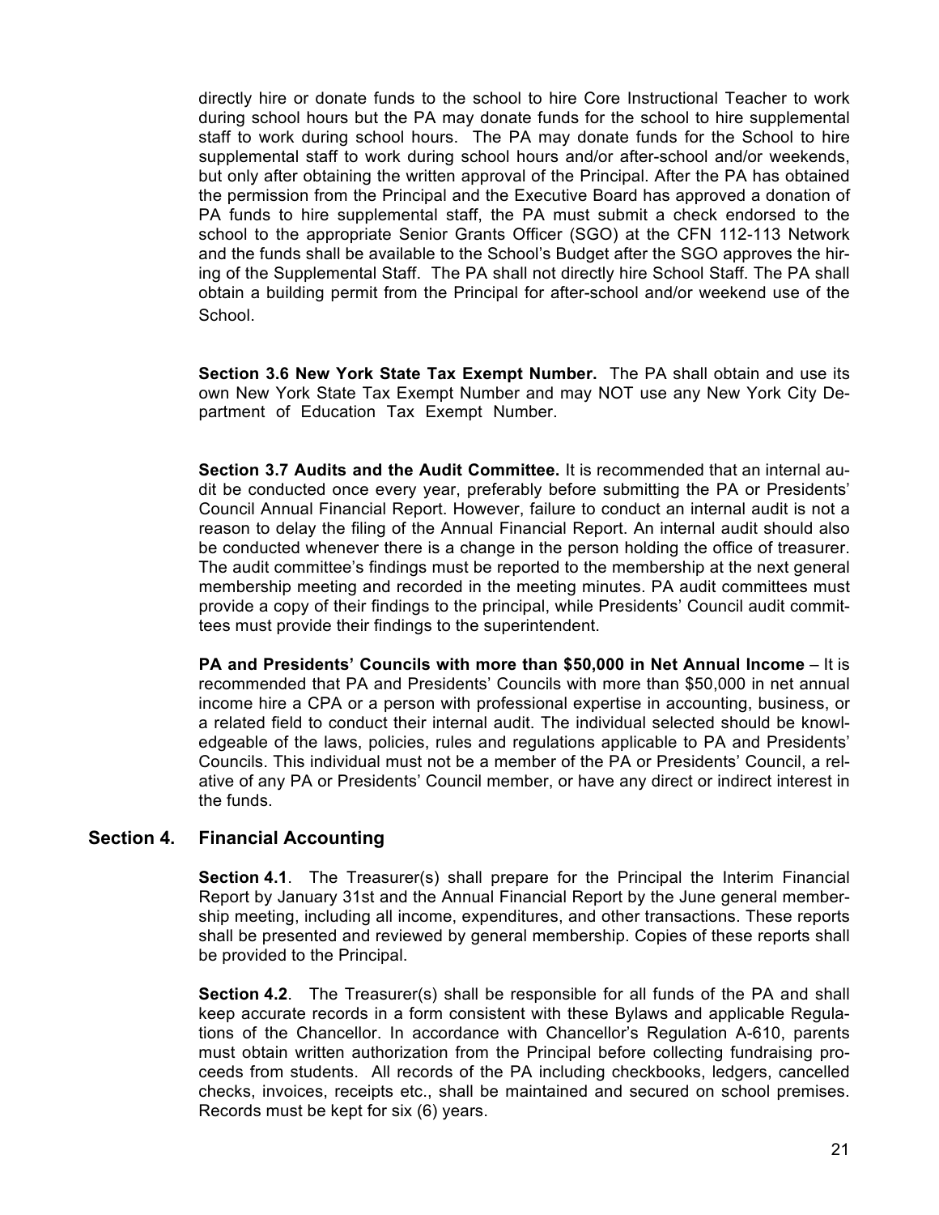directly hire or donate funds to the school to hire Core Instructional Teacher to work during school hours but the PA may donate funds for the school to hire supplemental staff to work during school hours. The PA may donate funds for the School to hire supplemental staff to work during school hours and/or after-school and/or weekends, but only after obtaining the written approval of the Principal. After the PA has obtained the permission from the Principal and the Executive Board has approved a donation of PA funds to hire supplemental staff, the PA must submit a check endorsed to the school to the appropriate Senior Grants Officer (SGO) at the CFN 112-113 Network and the funds shall be available to the School's Budget after the SGO approves the hiring of the Supplemental Staff. The PA shall not directly hire School Staff. The PA shall obtain a building permit from the Principal for after-school and/or weekend use of the School.

**Section 3.6 New York State Tax Exempt Number.** The PA shall obtain and use its own New York State Tax Exempt Number and may NOT use any New York City Department of Education Tax Exempt Number.

**Section 3.7 Audits and the Audit Committee.** It is recommended that an internal audit be conducted once every year, preferably before submitting the PA or Presidents' Council Annual Financial Report. However, failure to conduct an internal audit is not a reason to delay the filing of the Annual Financial Report. An internal audit should also be conducted whenever there is a change in the person holding the office of treasurer. The audit committee's findings must be reported to the membership at the next general membership meeting and recorded in the meeting minutes. PA audit committees must provide a copy of their findings to the principal, while Presidents' Council audit committees must provide their findings to the superintendent.

**PA and Presidents' Councils with more than $50,000 in Net Annual Income** – It is recommended that PA and Presidents' Councils with more than $50,000 in net annual income hire a CPA or a person with professional expertise in accounting, business, or a related field to conduct their internal audit. The individual selected should be knowledgeable of the laws, policies, rules and regulations applicable to PA and Presidents' Councils. This individual must not be a member of the PA or Presidents' Council, a relative of any PA or Presidents' Council member, or have any direct or indirect interest in the funds.

## Section 4. Financial Accounting

**Section 4.1**. The Treasurer(s) shall prepare for the Principal the Interim Financial Report by January 31st and the Annual Financial Report by the June general membership meeting, including all income, expenditures, and other transactions. These reports shall be presented and reviewed by general membership. Copies of these reports shall be provided to the Principal.

**Section 4.2**. The Treasurer(s) shall be responsible for all funds of the PA and shall keep accurate records in a form consistent with these Bylaws and applicable Regulations of the Chancellor. In accordance with Chancellor's Regulation A-610, parents must obtain written authorization from the Principal before collecting fundraising proceeds from students. All records of the PA including checkbooks, ledgers, cancelled checks, invoices, receipts etc., shall be maintained and secured on school premises. Records must be kept for six (6) years.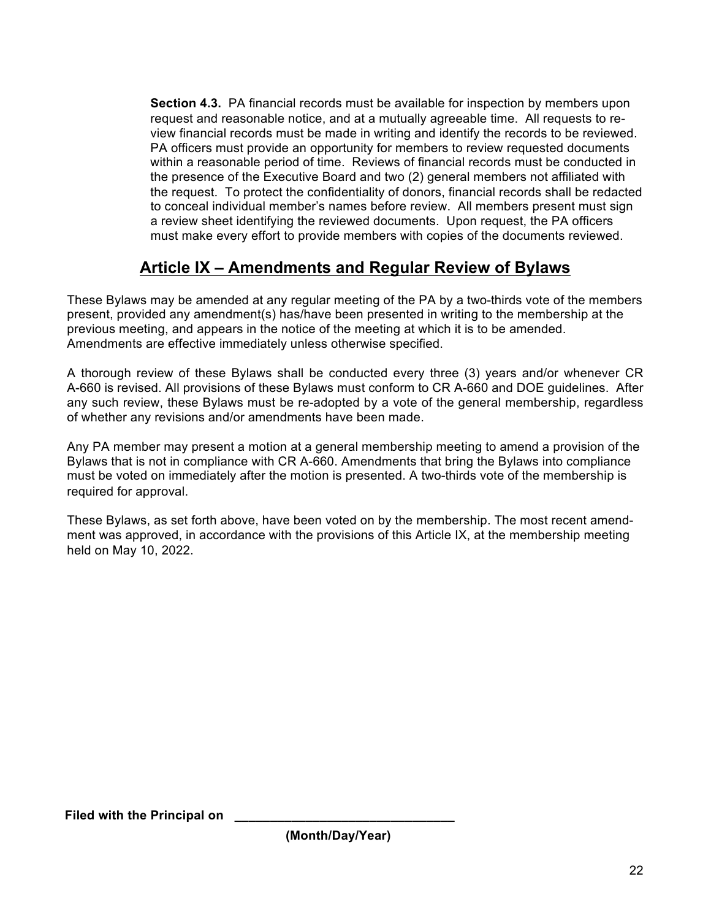**Section 4.3.** PA financial records must be available for inspection by members upon request and reasonable notice, and at a mutually agreeable time. All requests to review financial records must be made in writing and identify the records to be reviewed. PA officers must provide an opportunity for members to review requested documents within a reasonable period of time. Reviews of financial records must be conducted in the presence of the Executive Board and two (2) general members not affiliated with the request. To protect the confidentiality of donors, financial records shall be redacted to conceal individual member's names before review. All members present must sign a review sheet identifying the reviewed documents. Upon request, the PA officers must make every effort to provide members with copies of the documents reviewed.

## Article IX – Amendments and Regular Review of Bylaws

These Bylaws may be amended at any regular meeting of the PA by a two-thirds vote of the members present, provided any amendment(s) has/have been presented in writing to the membership at the previous meeting, and appears in the notice of the meeting at which it is to be amended. Amendments are effective immediately unless otherwise specified.

A thorough review of these Bylaws shall be conducted every three (3) years and/or whenever CR A-660 is revised. All provisions of these Bylaws must conform to CR A-660 and DOE guidelines. After any such review, these Bylaws must be re-adopted by a vote of the general membership, regardless of whether any revisions and/or amendments have been made.

Any PA member may present a motion at a general membership meeting to amend a provision of the Bylaws that is not in compliance with CR A-660. Amendments that bring the Bylaws into compliance must be voted on immediately after the motion is presented. A two-thirds vote of the membership is required for approval.

These Bylaws, as set forth above, have been voted on by the membership. The most recent amendment was approved, in accordance with the provisions of this Article IX, at the membership meeting held on May 10, 2022.

**Filed with the Principal on** \_\_\_\_\_\_\_\_\_\_\_\_\_\_\_\_\_\_\_\_\_\_\_\_\_\_\_\_\_\_\_\_

**(Month/Day/Year)**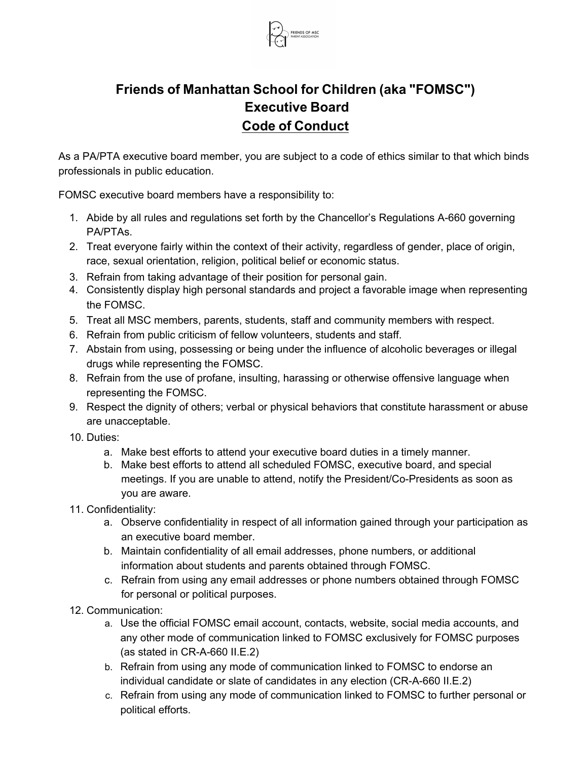# Friends of Manhattan School for Children (aka "FOMSC") Executive Board

## Code of Conduct

As a PA/PTA executive board member, you are subject to a code of ethics similar to that which binds professionals in public education.

FOMSC executive board members have a responsibility to:

1. Abide by all rules and regulations set forth by the Chancellor's Regulations A-660 governing PA/PTAs.
2. Treat everyone fairly within the context of their activity, regardless of gender, place of origin, race, sexual orientation, religion, political belief or economic status.
3. Refrain from taking advantage of their position for personal gain.
4. Consistently display high personal standards and project a favorable image when representing the FOMSC.
5. Treat all MSC members, parents, students, staff and community members with respect.
6. Refrain from public criticism of fellow volunteers, students and staff.
7. Abstain from using, possessing or being under the influence of alcoholic beverages or illegal drugs while representing the FOMSC.
8. Refrain from the use of profane, insulting, harassing or otherwise offensive language when representing the FOMSC.
9. Respect the dignity of others; verbal or physical behaviors that constitute harassment or abuse are unacceptable.
10. Duties:
    a. Make best efforts to attend your executive board duties in a timely manner.
    b. Make best efforts to attend all scheduled FOMSC, executive board, and special meetings. If you are unable to attend, notify the President/Co-Presidents as soon as you are aware.
11. Confidentiality:
    a. Observe confidentiality in respect of all information gained through your participation as an executive board member.
    b. Maintain confidentiality of all email addresses, phone numbers, or additional information about students and parents obtained through FOMSC.
    c. Refrain from using any email addresses or phone numbers obtained through FOMSC for personal or political purposes.
12. Communication:
    a. Use the official FOMSC email account, contacts, website, social media accounts, and any other mode of communication linked to FOMSC exclusively for FOMSC purposes (as stated in CR-A-660 II.E.2)
    b. Refrain from using any mode of communication linked to FOMSC to endorse an individual candidate or slate of candidates in any election (CR-A-660 II.E.2)
    c. Refrain from using any mode of communication linked to FOMSC to further personal or political efforts.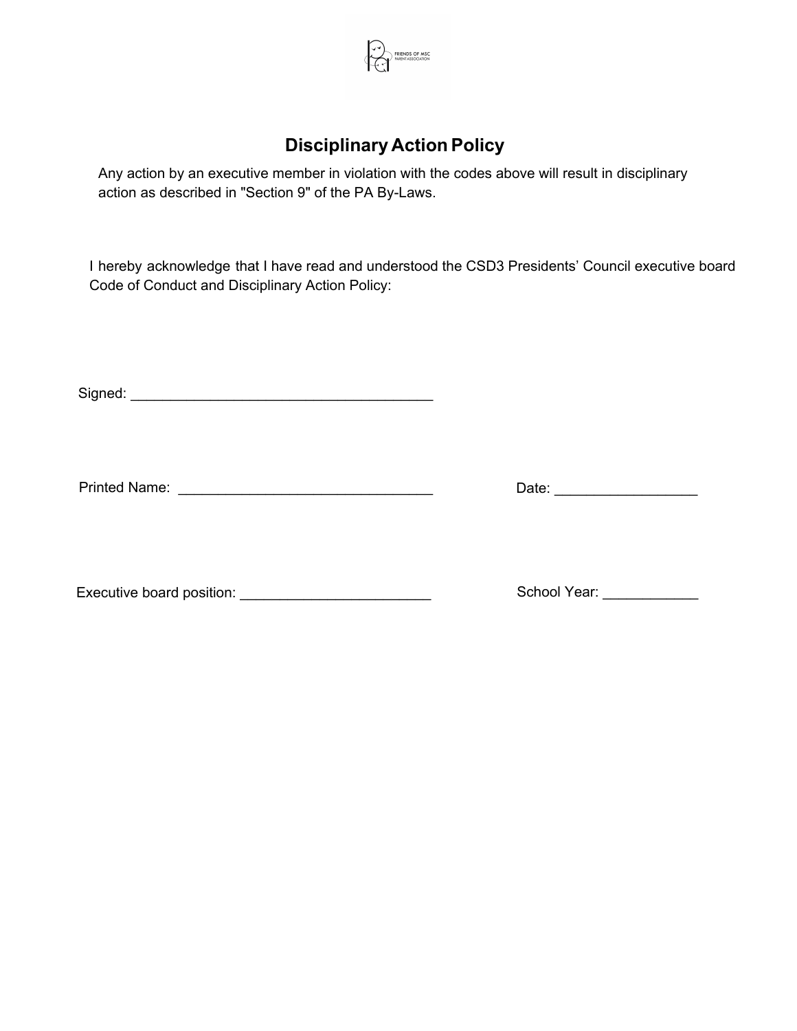## Disciplinary Action Policy

Any action by an executive member in violation with the codes above will result in disciplinary action as described in "Section 9" of the PA By-Laws.

I hereby acknowledge that I have read and understood the CSD3 Presidents' Council executive board Code of Conduct and Disciplinary Action Policy:

Signed: ______________________________________

Printed Name: ________________________________ Date: _________________

Executive board position: _______________________ School Year: ____________